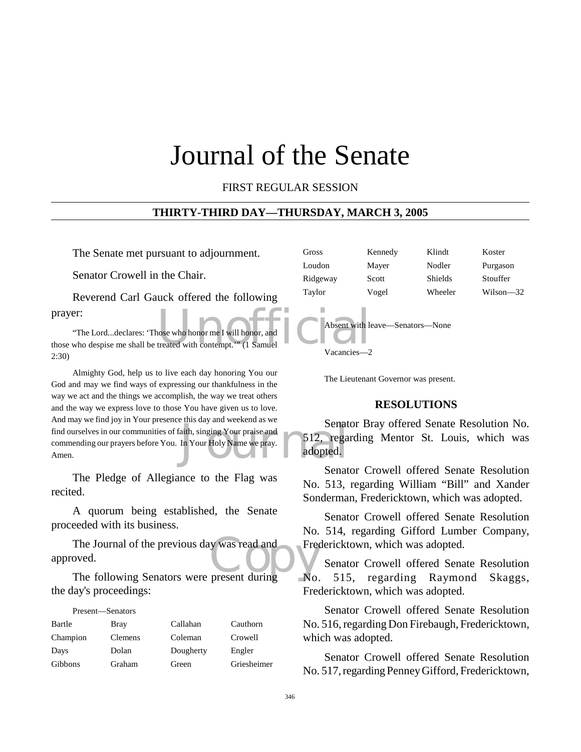# Journal of the Senate

FIRST REGULAR SESSION

## THIRTY-THIRD DAY—THURSDAY, MARCH 3, 2005

The Senate met pursuant to adjournment.

Senator Crowell in the Chair.

Reverend Carl Gauck offered the following prayer:

"The Lord...declares: 'Those who honor me I will honor, and those who despise me shall be treated with contempt.'" (1 Samuel 2:30)

Almighty God, help us to live each day honoring You our God and may we find ways of expressing our thankfulness in the way we act and the things we accomplish, the way we treat others and the way we express love to those You have given us to love. And may we find joy in Your presence this day and weekend as we find ourselves in our communities of faith, singing Your praise and commending our prayers before You. In Your Holy Name we pray. Amen.

The Pledge of Allegiance to the Flag was recited.

A quorum being established, the Senate proceeded with its business.

The Journal of the previous day was read and approved.

The following Senators were present during the day's proceedings:

Present—Senators

| | | | |
|---|---|---|---|
| Bartle | Bray | Callahan | Cauthorn |
| Champion | Clemens | Coleman | Crowell |
| Days | Dolan | Dougherty | Engler |
| Gibbons | Graham | Green | Griesheimer |
| Gross | Kennedy | Klindt | Koster |
| Loudon | Mayer | Nodler | Purgason |
| Ridgeway | Scott | Shields | Stouffer |
| Taylor | Vogel | Wheeler | Wilson—32 |

Absent with leave—Senators—None

Vacancies—2

The Lieutenant Governor was present.

## RESOLUTIONS

Senator Bray offered Senate Resolution No. 512, regarding Mentor St. Louis, which was adopted.

Senator Crowell offered Senate Resolution No. 513, regarding William "Bill" and Xander Sonderman, Fredericktown, which was adopted.

Senator Crowell offered Senate Resolution No. 514, regarding Gifford Lumber Company, Fredericktown, which was adopted.

Senator Crowell offered Senate Resolution No. 515, regarding Raymond Skaggs, Fredericktown, which was adopted.

Senator Crowell offered Senate Resolution No. 516, regarding Don Firebaugh, Fredericktown, which was adopted.

Senator Crowell offered Senate Resolution No. 517, regarding Penney Gifford, Fredericktown,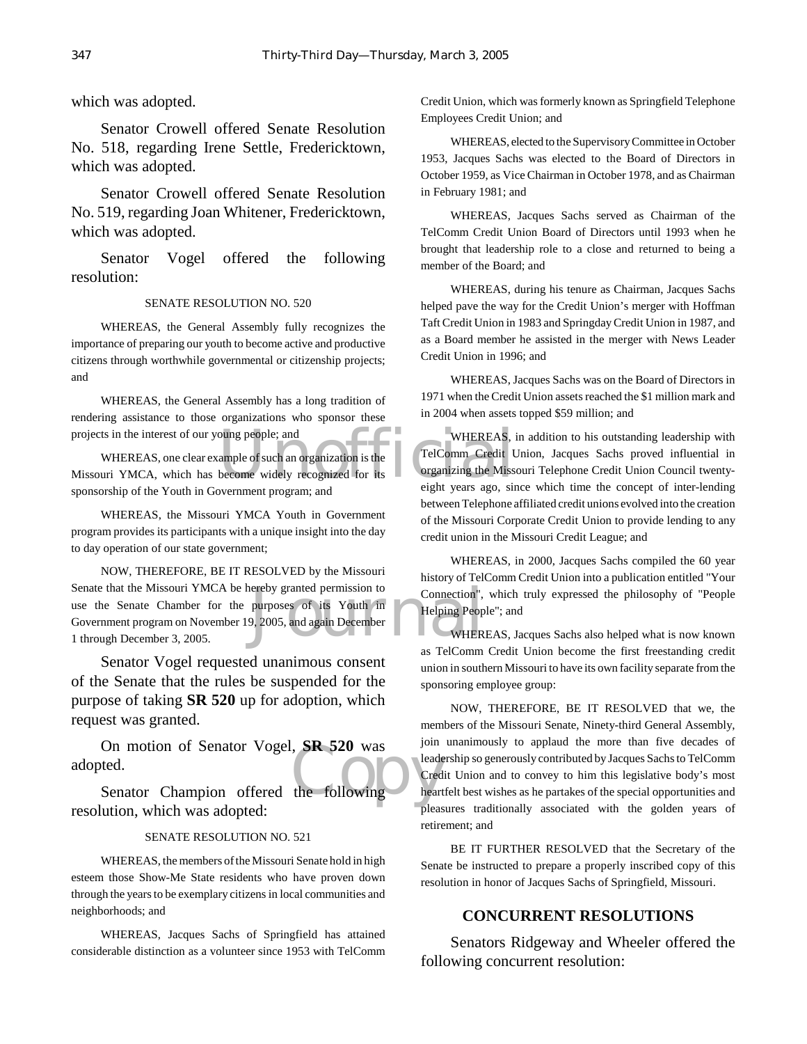which was adopted.

Senator Crowell offered Senate Resolution No. 518, regarding Irene Settle, Fredericktown, which was adopted.

Senator Crowell offered Senate Resolution No. 519, regarding Joan Whitener, Fredericktown, which was adopted.

Senator Vogel offered the following resolution:

SENATE RESOLUTION NO. 520

WHEREAS, the General Assembly fully recognizes the importance of preparing our youth to become active and productive citizens through worthwhile governmental or citizenship projects; and

WHEREAS, the General Assembly has a long tradition of rendering assistance to those organizations who sponsor these projects in the interest of our young people; and

WHEREAS, one clear example of such an organization is the Missouri YMCA, which has become widely recognized for its sponsorship of the Youth in Government program; and

WHEREAS, the Missouri YMCA Youth in Government program provides its participants with a unique insight into the day to day operation of our state government;

NOW, THEREFORE, BE IT RESOLVED by the Missouri Senate that the Missouri YMCA be hereby granted permission to use the Senate Chamber for the purposes of its Youth in Government program on November 19, 2005, and again December 1 through December 3, 2005.

Senator Vogel requested unanimous consent of the Senate that the rules be suspended for the purpose of taking **SR 520** up for adoption, which request was granted.

On motion of Senator Vogel, **SR 520** was adopted.

Senator Champion offered the following resolution, which was adopted:

SENATE RESOLUTION NO. 521

WHEREAS, the members of the Missouri Senate hold in high esteem those Show-Me State residents who have proven down through the years to be exemplary citizens in local communities and neighborhoods; and

WHEREAS, Jacques Sachs of Springfield has attained considerable distinction as a volunteer since 1953 with TelComm Credit Union, which was formerly known as Springfield Telephone Employees Credit Union; and

WHEREAS, elected to the Supervisory Committee in October 1953, Jacques Sachs was elected to the Board of Directors in October 1959, as Vice Chairman in October 1978, and as Chairman in February 1981; and

WHEREAS, Jacques Sachs served as Chairman of the TelComm Credit Union Board of Directors until 1993 when he brought that leadership role to a close and returned to being a member of the Board; and

WHEREAS, during his tenure as Chairman, Jacques Sachs helped pave the way for the Credit Union's merger with Hoffman Taft Credit Union in 1983 and Springday Credit Union in 1987, and as a Board member he assisted in the merger with News Leader Credit Union in 1996; and

WHEREAS, Jacques Sachs was on the Board of Directors in 1971 when the Credit Union assets reached the $1 million mark and in 2004 when assets topped $59 million; and

WHEREAS, in addition to his outstanding leadership with TelComm Credit Union, Jacques Sachs proved influential in organizing the Missouri Telephone Credit Union Council twenty-eight years ago, since which time the concept of inter-lending between Telephone affiliated credit unions evolved into the creation of the Missouri Corporate Credit Union to provide lending to any credit union in the Missouri Credit League; and

WHEREAS, in 2000, Jacques Sachs compiled the 60 year history of TelComm Credit Union into a publication entitled "Your Connection", which truly expressed the philosophy of "People Helping People"; and

WHEREAS, Jacques Sachs also helped what is now known as TelComm Credit Union become the first freestanding credit union in southern Missouri to have its own facility separate from the sponsoring employee group:

NOW, THEREFORE, BE IT RESOLVED that we, the members of the Missouri Senate, Ninety-third General Assembly, join unanimously to applaud the more than five decades of leadership so generously contributed by Jacques Sachs to TelComm Credit Union and to convey to him this legislative body's most heartfelt best wishes as he partakes of the special opportunities and pleasures traditionally associated with the golden years of retirement; and

BE IT FURTHER RESOLVED that the Secretary of the Senate be instructed to prepare a properly inscribed copy of this resolution in honor of Jacques Sachs of Springfield, Missouri.

## CONCURRENT RESOLUTIONS

Senators Ridgeway and Wheeler offered the following concurrent resolution: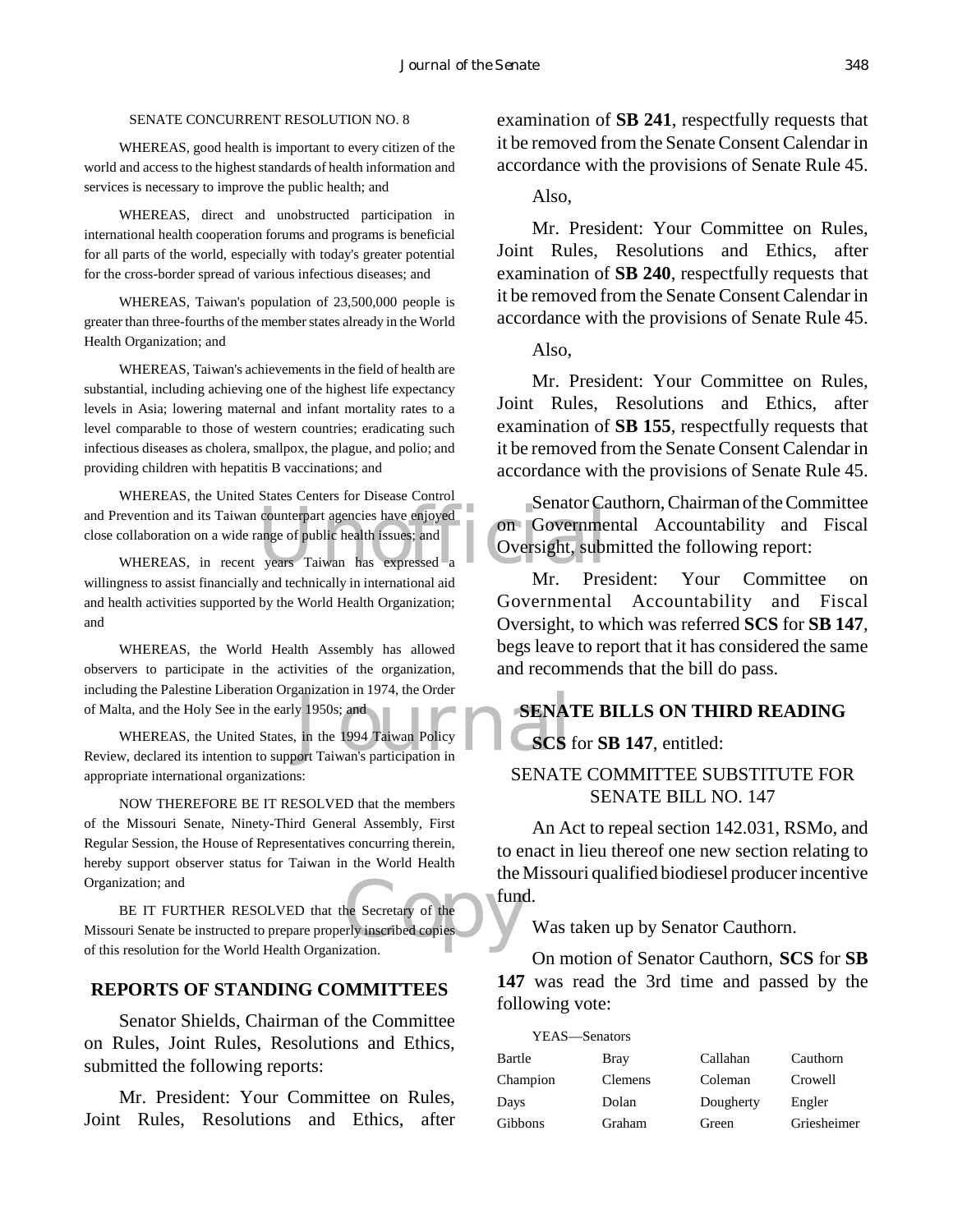SENATE CONCURRENT RESOLUTION NO. 8

WHEREAS, good health is important to every citizen of the world and access to the highest standards of health information and services is necessary to improve the public health; and

WHEREAS, direct and unobstructed participation in international health cooperation forums and programs is beneficial for all parts of the world, especially with today's greater potential for the cross-border spread of various infectious diseases; and

WHEREAS, Taiwan's population of 23,500,000 people is greater than three-fourths of the member states already in the World Health Organization; and

WHEREAS, Taiwan's achievements in the field of health are substantial, including achieving one of the highest life expectancy levels in Asia; lowering maternal and infant mortality rates to a level comparable to those of western countries; eradicating such infectious diseases as cholera, smallpox, the plague, and polio; and providing children with hepatitis B vaccinations; and

WHEREAS, the United States Centers for Disease Control and Prevention and its Taiwan counterpart agencies have enjoyed close collaboration on a wide range of public health issues; and

WHEREAS, in recent years Taiwan has expressed a willingness to assist financially and technically in international aid and health activities supported by the World Health Organization; and

WHEREAS, the World Health Assembly has allowed observers to participate in the activities of the organization, including the Palestine Liberation Organization in 1974, the Order of Malta, and the Holy See in the early 1950s; and

WHEREAS, the United States, in the 1994 Taiwan Policy Review, declared its intention to support Taiwan's participation in appropriate international organizations:

NOW THEREFORE BE IT RESOLVED that the members of the Missouri Senate, Ninety-Third General Assembly, First Regular Session, the House of Representatives concurring therein, hereby support observer status for Taiwan in the World Health Organization; and

BE IT FURTHER RESOLVED that the Secretary of the Missouri Senate be instructed to prepare properly inscribed copies of this resolution for the World Health Organization.

## REPORTS OF STANDING COMMITTEES

Senator Shields, Chairman of the Committee on Rules, Joint Rules, Resolutions and Ethics, submitted the following reports:

Mr. President: Your Committee on Rules, Joint Rules, Resolutions and Ethics, after examination of **SB 241**, respectfully requests that it be removed from the Senate Consent Calendar in accordance with the provisions of Senate Rule 45.

Also,

Mr. President: Your Committee on Rules, Joint Rules, Resolutions and Ethics, after examination of **SB 240**, respectfully requests that it be removed from the Senate Consent Calendar in accordance with the provisions of Senate Rule 45.

Also,

Mr. President: Your Committee on Rules, Joint Rules, Resolutions and Ethics, after examination of **SB 155**, respectfully requests that it be removed from the Senate Consent Calendar in accordance with the provisions of Senate Rule 45.

Senator Cauthorn, Chairman of the Committee on Governmental Accountability and Fiscal Oversight, submitted the following report:

Mr. President: Your Committee on Governmental Accountability and Fiscal Oversight, to which was referred **SCS** for **SB 147**, begs leave to report that it has considered the same and recommends that the bill do pass.

## SENATE BILLS ON THIRD READING

**SCS** for **SB 147**, entitled:

SENATE COMMITTEE SUBSTITUTE FOR SENATE BILL NO. 147

An Act to repeal section 142.031, RSMo, and to enact in lieu thereof one new section relating to the Missouri qualified biodiesel producer incentive fund.

Was taken up by Senator Cauthorn.

On motion of Senator Cauthorn, **SCS** for **SB 147** was read the 3rd time and passed by the following vote:

YEAS—Senators

| | | | |
|---|---|---|---|
| Bartle | Bray | Callahan | Cauthorn |
| Champion | Clemens | Coleman | Crowell |
| Days | Dolan | Dougherty | Engler |
| Gibbons | Graham | Green | Griesheimer |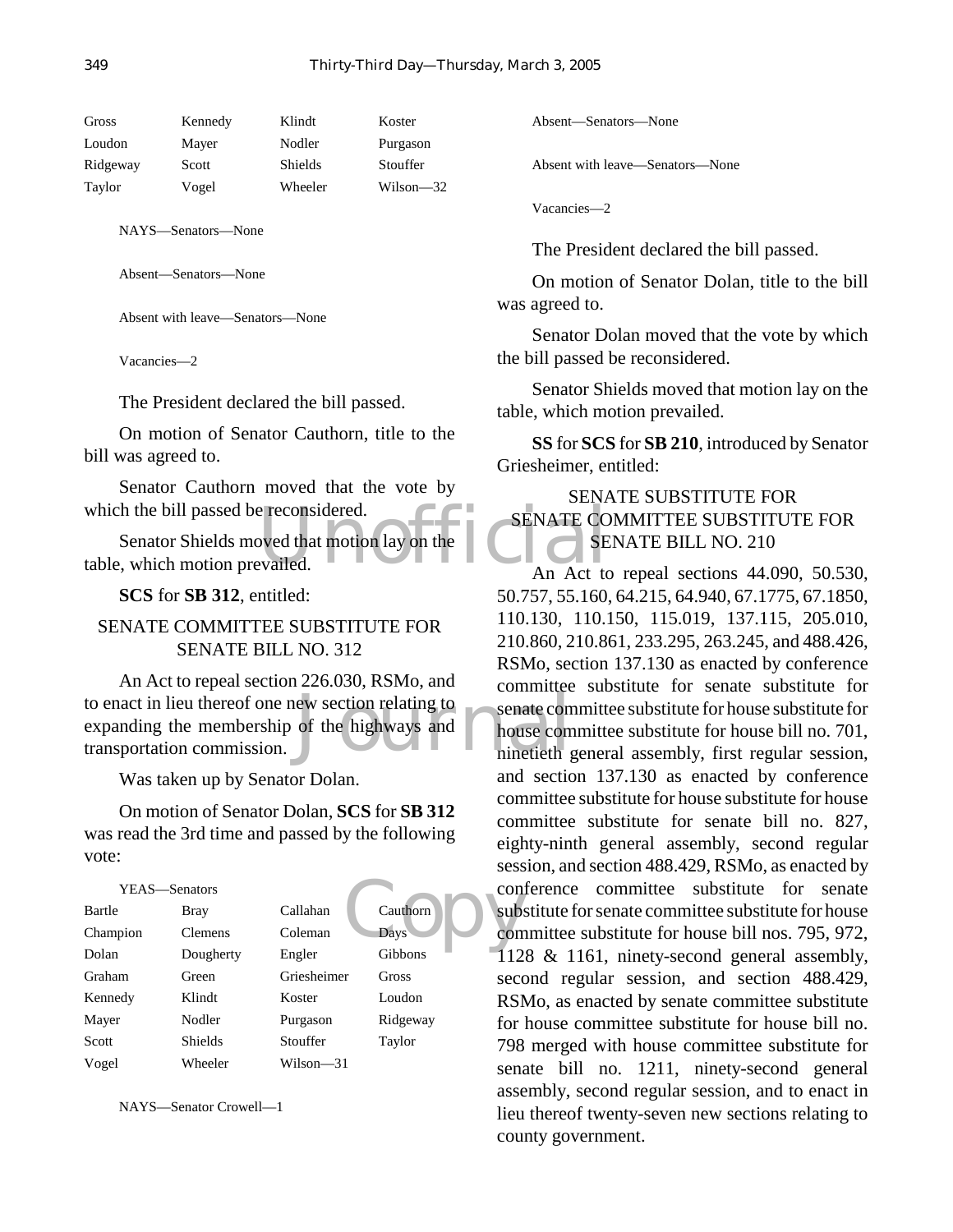| Gross | Kennedy | Klindt | Koster |
|---|---|---|---|
| Loudon | Mayer | Nodler | Purgason |
| Ridgeway | Scott | Shields | Stouffer |
| Taylor | Vogel | Wheeler | Wilson—32 |

NAYS—Senators—None

Absent—Senators—None

Absent with leave—Senators—None

Vacancies—2

The President declared the bill passed.

On motion of Senator Cauthorn, title to the bill was agreed to.

Senator Cauthorn moved that the vote by which the bill passed be reconsidered.

Senator Shields moved that motion lay on the table, which motion prevailed.

**SCS** for **SB 312**, entitled:

SENATE COMMITTEE SUBSTITUTE FOR SENATE BILL NO. 312

An Act to repeal section 226.030, RSMo, and to enact in lieu thereof one new section relating to expanding the membership of the highways and transportation commission.

Was taken up by Senator Dolan.

On motion of Senator Dolan, **SCS** for **SB 312** was read the 3rd time and passed by the following vote:

YEAS—Senators

| Bartle | Bray | Callahan | Cauthorn |
|---|---|---|---|
| Champion | Clemens | Coleman | Days |
| Dolan | Dougherty | Engler | Gibbons |
| Graham | Green | Griesheimer | Gross |
| Kennedy | Klindt | Koster | Loudon |
| Mayer | Nodler | Purgason | Ridgeway |
| Scott | Shields | Stouffer | Taylor |
| Vogel | Wheeler | Wilson—31 | |

NAYS—Senator Crowell—1

Absent—Senators—None

Absent with leave—Senators—None

Vacancies—2

The President declared the bill passed.

On motion of Senator Dolan, title to the bill was agreed to.

Senator Dolan moved that the vote by which the bill passed be reconsidered.

Senator Shields moved that motion lay on the table, which motion prevailed.

**SS** for **SCS** for **SB 210**, introduced by Senator Griesheimer, entitled:

SENATE SUBSTITUTE FOR SENATE COMMITTEE SUBSTITUTE FOR SENATE BILL NO. 210

An Act to repeal sections 44.090, 50.530, 50.757, 55.160, 64.215, 64.940, 67.1775, 67.1850, 110.130, 110.150, 115.019, 137.115, 205.010, 210.860, 210.861, 233.295, 263.245, and 488.426, RSMo, section 137.130 as enacted by conference committee substitute for senate substitute for senate committee substitute for house substitute for house committee substitute for house bill no. 701, ninetieth general assembly, first regular session, and section 137.130 as enacted by conference committee substitute for house substitute for house committee substitute for senate bill no. 827, eighty-ninth general assembly, second regular session, and section 488.429, RSMo, as enacted by conference committee substitute for senate substitute for senate committee substitute for house committee substitute for house bill nos. 795, 972, 1128 & 1161, ninety-second general assembly, second regular session, and section 488.429, RSMo, as enacted by senate committee substitute for house committee substitute for house bill no. 798 merged with house committee substitute for senate bill no. 1211, ninety-second general assembly, second regular session, and to enact in lieu thereof twenty-seven new sections relating to county government.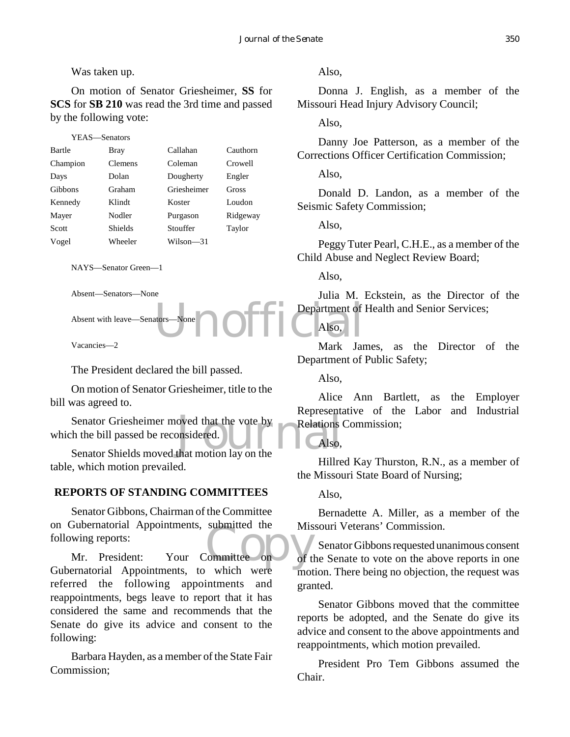Was taken up.

On motion of Senator Griesheimer, **SS** for **SCS** for **SB 210** was read the 3rd time and passed by the following vote:

YEAS—Senators

| | | | |
|---|---|---|---|
| Bartle | Bray | Callahan | Cauthorn |
| Champion | Clemens | Coleman | Crowell |
| Days | Dolan | Dougherty | Engler |
| Gibbons | Graham | Griesheimer | Gross |
| Kennedy | Klindt | Koster | Loudon |
| Mayer | Nodler | Purgason | Ridgeway |
| Scott | Shields | Stouffer | Taylor |
| Vogel | Wheeler | Wilson—31 | |

NAYS—Senator Green—1

Absent—Senators—None

Absent with leave—Senators—None

Vacancies—2

The President declared the bill passed.

On motion of Senator Griesheimer, title to the bill was agreed to.

Senator Griesheimer moved that the vote by which the bill passed be reconsidered.

Senator Shields moved that motion lay on the table, which motion prevailed.

## REPORTS OF STANDING COMMITTEES

Senator Gibbons, Chairman of the Committee on Gubernatorial Appointments, submitted the following reports:

Mr. President: Your Committee on Gubernatorial Appointments, to which were referred the following appointments and reappointments, begs leave to report that it has considered the same and recommends that the Senate do give its advice and consent to the following:

Barbara Hayden, as a member of the State Fair Commission;

Also,

Donna J. English, as a member of the Missouri Head Injury Advisory Council;

Also,

Danny Joe Patterson, as a member of the Corrections Officer Certification Commission;

Also,

Donald D. Landon, as a member of the Seismic Safety Commission;

Also,

Peggy Tuter Pearl, C.H.E., as a member of the Child Abuse and Neglect Review Board;

Also,

Julia M. Eckstein, as the Director of the Department of Health and Senior Services;

Also,

Mark James, as the Director of the Department of Public Safety;

Also,

Alice Ann Bartlett, as the Employer Representative of the Labor and Industrial Relations Commission;

Also,

Hillred Kay Thurston, R.N., as a member of the Missouri State Board of Nursing;

Also,

Bernadette A. Miller, as a member of the Missouri Veterans' Commission.

Senator Gibbons requested unanimous consent of the Senate to vote on the above reports in one motion. There being no objection, the request was granted.

Senator Gibbons moved that the committee reports be adopted, and the Senate do give its advice and consent to the above appointments and reappointments, which motion prevailed.

President Pro Tem Gibbons assumed the Chair.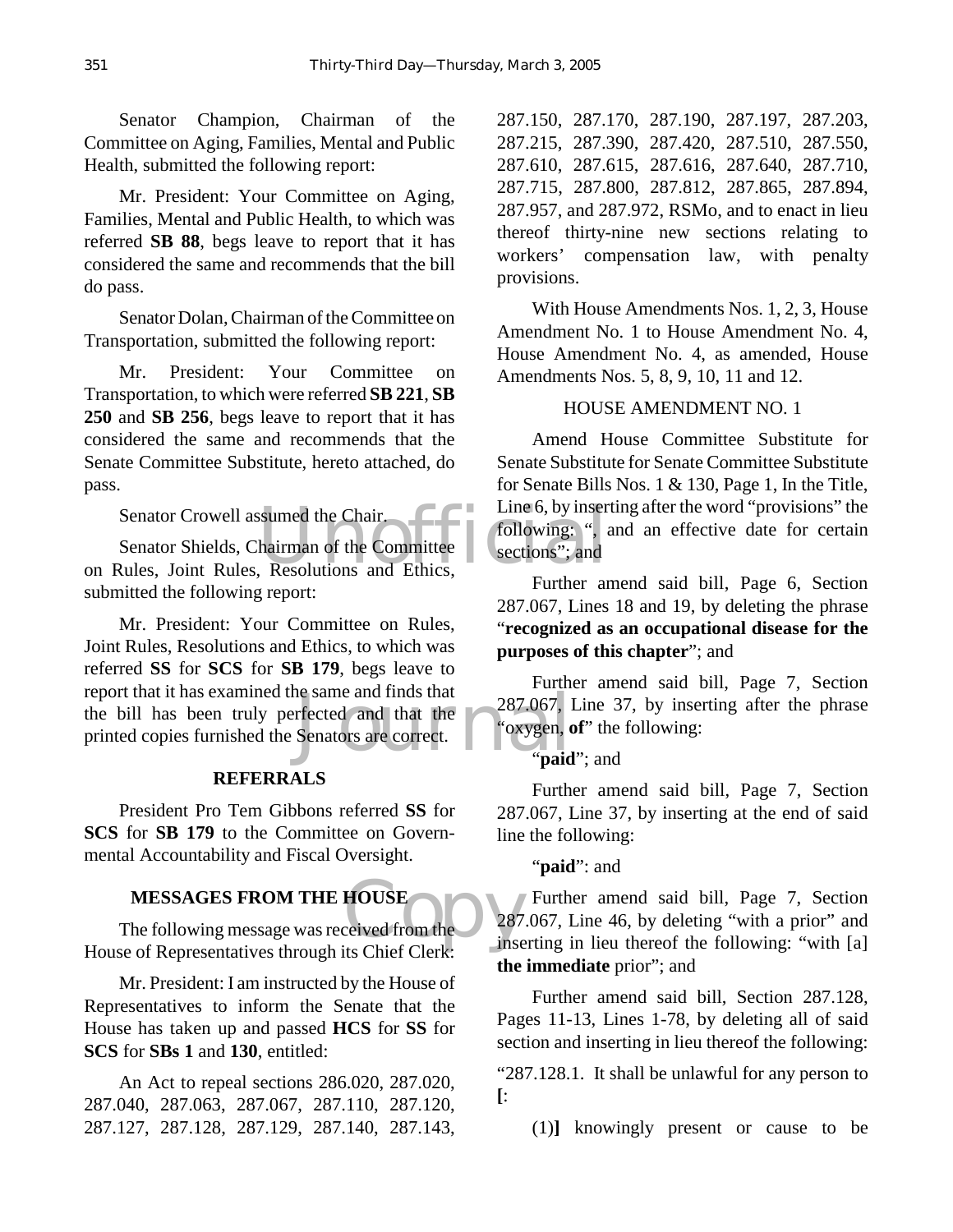Senator Champion, Chairman of the Committee on Aging, Families, Mental and Public Health, submitted the following report:

Mr. President: Your Committee on Aging, Families, Mental and Public Health, to which was referred **SB 88**, begs leave to report that it has considered the same and recommends that the bill do pass.

Senator Dolan, Chairman of the Committee on Transportation, submitted the following report:

Mr. President: Your Committee on Transportation, to which were referred **SB 221**, **SB 250** and **SB 256**, begs leave to report that it has considered the same and recommends that the Senate Committee Substitute, hereto attached, do pass.

Senator Crowell assumed the Chair.

Senator Shields, Chairman of the Committee on Rules, Joint Rules, Resolutions and Ethics, submitted the following report:

Mr. President: Your Committee on Rules, Joint Rules, Resolutions and Ethics, to which was referred **SS** for **SCS** for **SB 179**, begs leave to report that it has examined the same and finds that the bill has been truly perfected and that the printed copies furnished the Senators are correct.

## REFERRALS

President Pro Tem Gibbons referred **SS** for **SCS** for **SB 179** to the Committee on Governmental Accountability and Fiscal Oversight.

## MESSAGES FROM THE HOUSE

The following message was received from the House of Representatives through its Chief Clerk:

Mr. President: I am instructed by the House of Representatives to inform the Senate that the House has taken up and passed **HCS** for **SS** for **SCS** for **SBs 1** and **130**, entitled:

An Act to repeal sections 286.020, 287.020, 287.040, 287.063, 287.067, 287.110, 287.120, 287.127, 287.128, 287.129, 287.140, 287.143, 287.150, 287.170, 287.190, 287.197, 287.203, 287.215, 287.390, 287.420, 287.510, 287.550, 287.610, 287.615, 287.616, 287.640, 287.710, 287.715, 287.800, 287.812, 287.865, 287.894, 287.957, and 287.972, RSMo, and to enact in lieu thereof thirty-nine new sections relating to workers' compensation law, with penalty provisions.

With House Amendments Nos. 1, 2, 3, House Amendment No. 1 to House Amendment No. 4, House Amendment No. 4, as amended, House Amendments Nos. 5, 8, 9, 10, 11 and 12.

HOUSE AMENDMENT NO. 1

Amend House Committee Substitute for Senate Substitute for Senate Committee Substitute for Senate Bills Nos. 1 & 130, Page 1, In the Title, Line 6, by inserting after the word "provisions" the following: ", and an effective date for certain sections"; and

Further amend said bill, Page 6, Section 287.067, Lines 18 and 19, by deleting the phrase "**recognized as an occupational disease for the purposes of this chapter**"; and

Further amend said bill, Page 7, Section 287.067, Line 37, by inserting after the phrase "oxygen, **of**" the following:

"**paid**"; and

Further amend said bill, Page 7, Section 287.067, Line 37, by inserting at the end of said line the following:

"**paid**": and

Further amend said bill, Page 7, Section 287.067, Line 46, by deleting "with a prior" and inserting in lieu thereof the following: "with [a] **the immediate** prior"; and

Further amend said bill, Section 287.128, Pages 11-13, Lines 1-78, by deleting all of said section and inserting in lieu thereof the following:

"287.128.1. It shall be unlawful for any person to **[**:

(1)**]** knowingly present or cause to be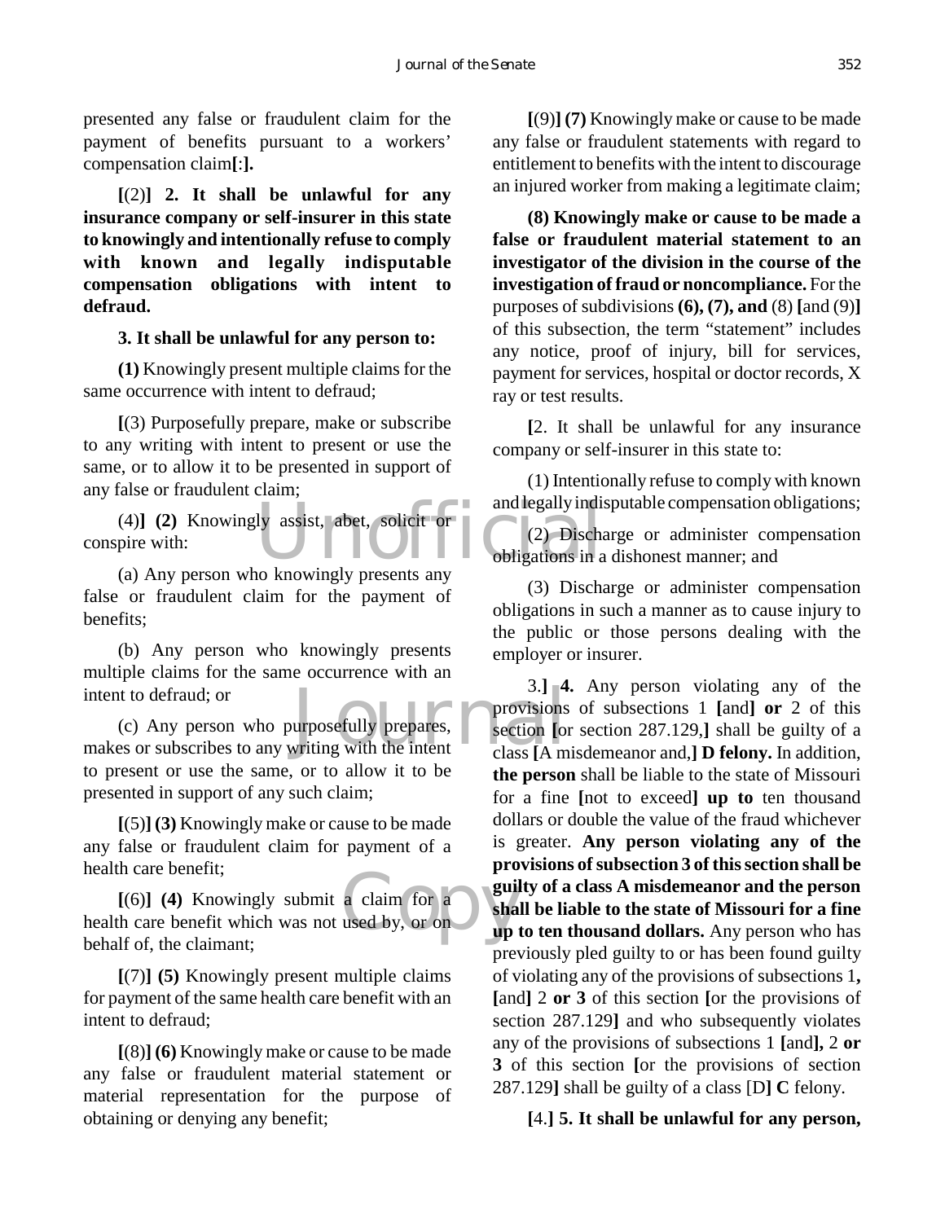presented any false or fraudulent claim for the payment of benefits pursuant to a workers' compensation claim[:].

[(2)] **2. It shall be unlawful for any insurance company or self-insurer in this state to knowingly and intentionally refuse to comply with known and legally indisputable compensation obligations with intent to defraud.**

**3. It shall be unlawful for any person to:**

**(1)** Knowingly present multiple claims for the same occurrence with intent to defraud;

[(3) Purposefully prepare, make or subscribe to any writing with intent to present or use the same, or to allow it to be presented in support of any false or fraudulent claim;

(4)] **(2)** Knowingly assist, abet, solicit or conspire with:

(a) Any person who knowingly presents any false or fraudulent claim for the payment of benefits;

(b) Any person who knowingly presents multiple claims for the same occurrence with an intent to defraud; or

(c) Any person who purposefully prepares, makes or subscribes to any writing with the intent to present or use the same, or to allow it to be presented in support of any such claim;

[(5)] **(3)** Knowingly make or cause to be made any false or fraudulent claim for payment of a health care benefit;

[(6)] **(4)** Knowingly submit a claim for a health care benefit which was not used by, or on behalf of, the claimant;

[(7)] **(5)** Knowingly present multiple claims for payment of the same health care benefit with an intent to defraud;

[(8)] **(6)** Knowingly make or cause to be made any false or fraudulent material statement or material representation for the purpose of obtaining or denying any benefit;

[(9)] **(7)** Knowingly make or cause to be made any false or fraudulent statements with regard to entitlement to benefits with the intent to discourage an injured worker from making a legitimate claim;

**(8) Knowingly make or cause to be made a false or fraudulent material statement to an investigator of the division in the course of the investigation of fraud or noncompliance.** For the purposes of subdivisions **(6), (7), and** (8) [and (9)] of this subsection, the term "statement" includes any notice, proof of injury, bill for services, payment for services, hospital or doctor records, X ray or test results.

[2. It shall be unlawful for any insurance company or self-insurer in this state to:

(1) Intentionally refuse to comply with known and legally indisputable compensation obligations;

(2) Discharge or administer compensation obligations in a dishonest manner; and

(3) Discharge or administer compensation obligations in such a manner as to cause injury to the public or those persons dealing with the employer or insurer.

3.] **4.** Any person violating any of the provisions of subsections 1 [and] **or** 2 of this section [or section 287.129,] shall be guilty of a class [A misdemeanor and,] **D felony.** In addition, **the person** shall be liable to the state of Missouri for a fine [not to exceed] **up to** ten thousand dollars or double the value of the fraud whichever is greater. **Any person violating any of the provisions of subsection 3 of this section shall be guilty of a class A misdemeanor and the person shall be liable to the state of Missouri for a fine up to ten thousand dollars.** Any person who has previously pled guilty to or has been found guilty of violating any of the provisions of subsections 1**,** [and] 2 **or 3** of this section [or the provisions of section 287.129] and who subsequently violates any of the provisions of subsections 1 [and]**,** 2 **or 3** of this section [or the provisions of section 287.129] shall be guilty of a class [D] **C** felony.

[4.] **5. It shall be unlawful for any person,**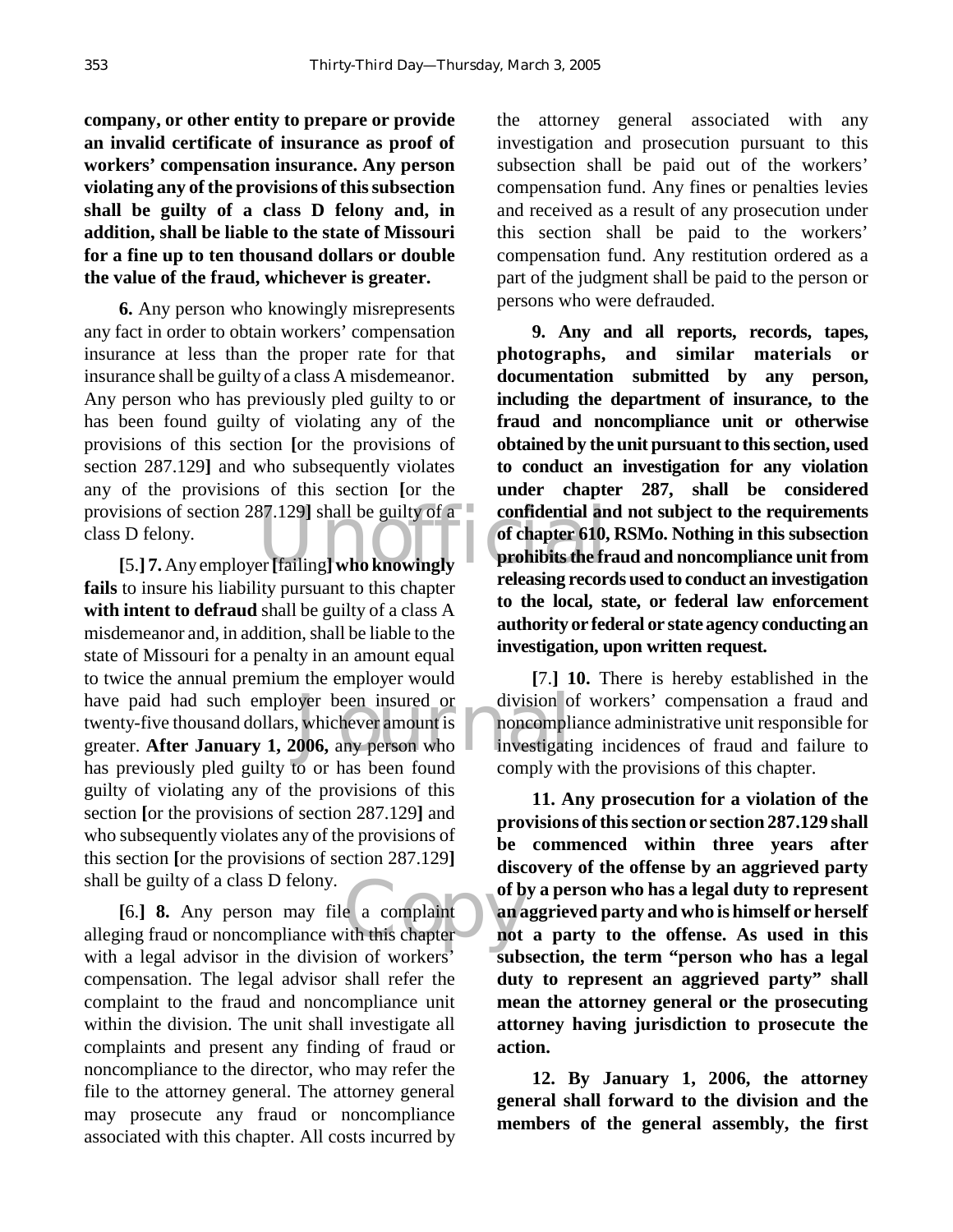**company, or other entity to prepare or provide an invalid certificate of insurance as proof of workers' compensation insurance. Any person violating any of the provisions of this subsection shall be guilty of a class D felony and, in addition, shall be liable to the state of Missouri for a fine up to ten thousand dollars or double the value of the fraud, whichever is greater.**

**6.** Any person who knowingly misrepresents any fact in order to obtain workers' compensation insurance at less than the proper rate for that insurance shall be guilty of a class A misdemeanor. Any person who has previously pled guilty to or has been found guilty of violating any of the provisions of this section **[**or the provisions of section 287.129**]** and who subsequently violates any of the provisions of this section **[**or the provisions of section 287.129**]** shall be guilty of a class D felony.

**[**5.**] 7.** Any employer **[**failing**] who knowingly fails** to insure his liability pursuant to this chapter **with intent to defraud** shall be guilty of a class A misdemeanor and, in addition, shall be liable to the state of Missouri for a penalty in an amount equal to twice the annual premium the employer would have paid had such employer been insured or twenty-five thousand dollars, whichever amount is greater. **After January 1, 2006,** any person who has previously pled guilty to or has been found guilty of violating any of the provisions of this section **[**or the provisions of section 287.129**]** and who subsequently violates any of the provisions of this section **[**or the provisions of section 287.129**]** shall be guilty of a class D felony.

**[**6.**] 8.** Any person may file a complaint alleging fraud or noncompliance with this chapter with a legal advisor in the division of workers' compensation. The legal advisor shall refer the complaint to the fraud and noncompliance unit within the division. The unit shall investigate all complaints and present any finding of fraud or noncompliance to the director, who may refer the file to the attorney general. The attorney general may prosecute any fraud or noncompliance associated with this chapter. All costs incurred by the attorney general associated with any investigation and prosecution pursuant to this subsection shall be paid out of the workers' compensation fund. Any fines or penalties levies and received as a result of any prosecution under this section shall be paid to the workers' compensation fund. Any restitution ordered as a part of the judgment shall be paid to the person or persons who were defrauded.

**9. Any and all reports, records, tapes, photographs, and similar materials or documentation submitted by any person, including the department of insurance, to the fraud and noncompliance unit or otherwise obtained by the unit pursuant to this section, used to conduct an investigation for any violation under chapter 287, shall be considered confidential and not subject to the requirements of chapter 610, RSMo. Nothing in this subsection prohibits the fraud and noncompliance unit from releasing records used to conduct an investigation to the local, state, or federal law enforcement authority or federal or state agency conducting an investigation, upon written request.**

**[**7.**] 10.** There is hereby established in the division of workers' compensation a fraud and noncompliance administrative unit responsible for investigating incidences of fraud and failure to comply with the provisions of this chapter.

**11. Any prosecution for a violation of the provisions of this section or section 287.129 shall be commenced within three years after discovery of the offense by an aggrieved party of by a person who has a legal duty to represent an aggrieved party and who is himself or herself not a party to the offense. As used in this subsection, the term "person who has a legal duty to represent an aggrieved party" shall mean the attorney general or the prosecuting attorney having jurisdiction to prosecute the action.**

**12. By January 1, 2006, the attorney general shall forward to the division and the members of the general assembly, the first**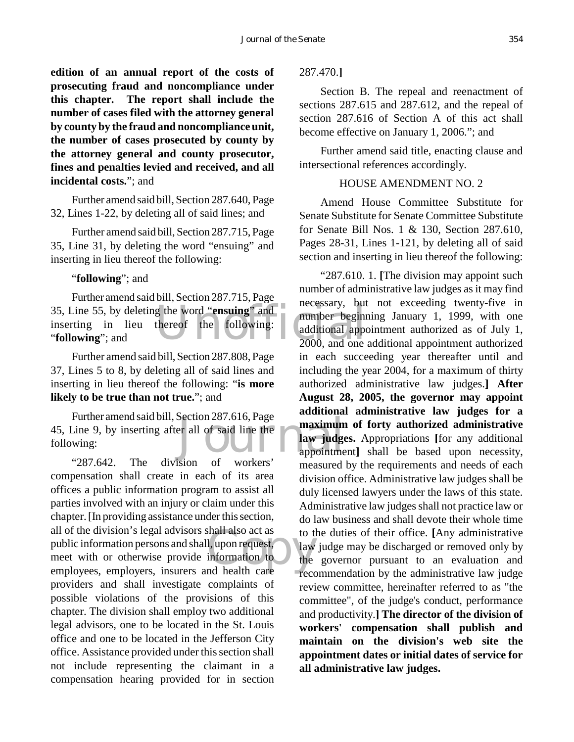**edition of an annual report of the costs of prosecuting fraud and noncompliance under this chapter. The report shall include the number of cases filed with the attorney general by county by the fraud and noncompliance unit, the number of cases prosecuted by county by the attorney general and county prosecutor, fines and penalties levied and received, and all incidental costs.**"; and

Further amend said bill, Section 287.640, Page 32, Lines 1-22, by deleting all of said lines; and

Further amend said bill, Section 287.715, Page 35, Line 31, by deleting the word "ensuing" and inserting in lieu thereof the following:

"**following**"; and

Further amend said bill, Section 287.715, Page 35, Line 55, by deleting the word "**ensuing**" and inserting in lieu thereof the following: "**following**"; and

Further amend said bill, Section 287.808, Page 37, Lines 5 to 8, by deleting all of said lines and inserting in lieu thereof the following: "**is more likely to be true than not true.**"; and

Further amend said bill, Section 287.616, Page 45, Line 9, by inserting after all of said line the following:

"287.642. The division of workers' compensation shall create in each of its area offices a public information program to assist all parties involved with an injury or claim under this chapter. [In providing assistance under this section, all of the division's legal advisors shall also act as public information persons and shall, upon request, meet with or otherwise provide information to employees, employers, insurers and health care providers and shall investigate complaints of possible violations of the provisions of this chapter. The division shall employ two additional legal advisors, one to be located in the St. Louis office and one to be located in the Jefferson City office. Assistance provided under this section shall not include representing the claimant in a compensation hearing provided for in section 287.470.]

Section B. The repeal and reenactment of sections 287.615 and 287.612, and the repeal of section 287.616 of Section A of this act shall become effective on January 1, 2006."; and

Further amend said title, enacting clause and intersectional references accordingly.

HOUSE AMENDMENT NO. 2

Amend House Committee Substitute for Senate Substitute for Senate Committee Substitute for Senate Bill Nos. 1 & 130, Section 287.610, Pages 28-31, Lines 1-121, by deleting all of said section and inserting in lieu thereof the following:

"287.610. 1. [The division may appoint such number of administrative law judges as it may find necessary, but not exceeding twenty-five in number beginning January 1, 1999, with one additional appointment authorized as of July 1, 2000, and one additional appointment authorized in each succeeding year thereafter until and including the year 2004, for a maximum of thirty authorized administrative law judges.] **After August 28, 2005, the governor may appoint additional administrative law judges for a maximum of forty authorized administrative law judges.** Appropriations [for any additional appointment] shall be based upon necessity, measured by the requirements and needs of each division office. Administrative law judges shall be duly licensed lawyers under the laws of this state. Administrative law judges shall not practice law or do law business and shall devote their whole time to the duties of their office. [Any administrative law judge may be discharged or removed only by the governor pursuant to an evaluation and recommendation by the administrative law judge review committee, hereinafter referred to as "the committee", of the judge's conduct, performance and productivity.] **The director of the division of workers' compensation shall publish and maintain on the division's web site the appointment dates or initial dates of service for all administrative law judges.**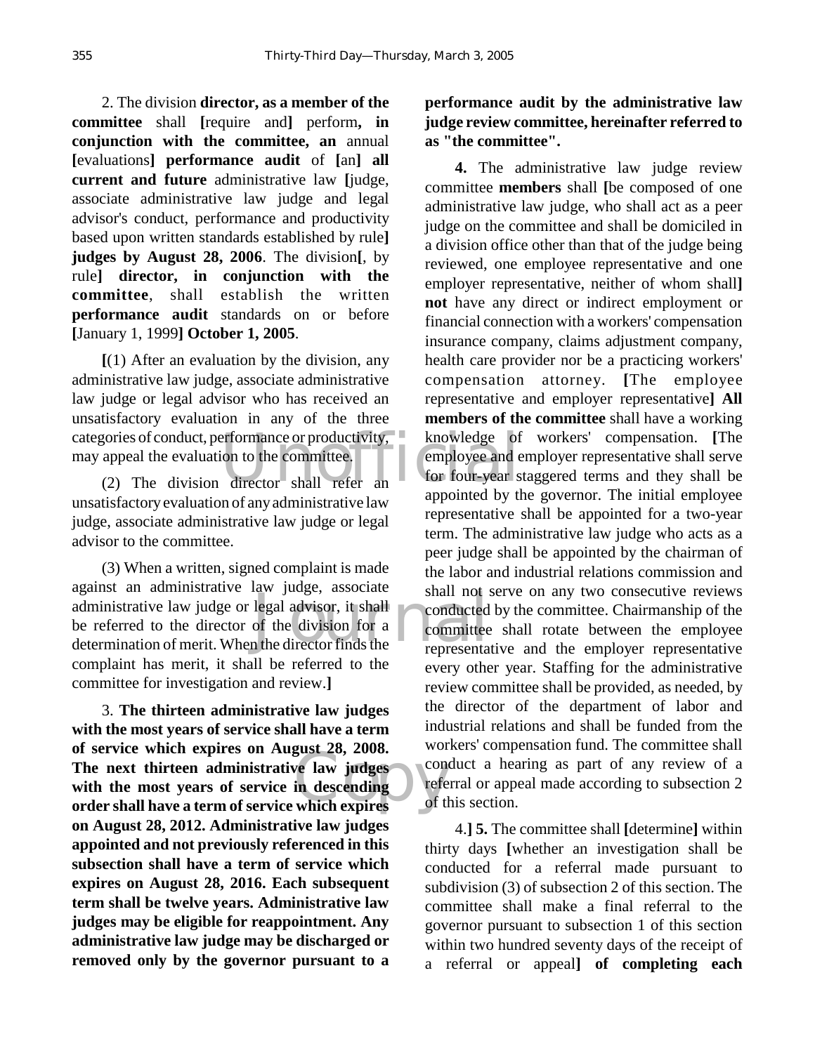2. The division **director, as a member of the committee** shall [require and] perform**, in conjunction with the committee, an** annual [evaluations] **performance audit** of [an] **all current and future** administrative law [judge, associate administrative law judge and legal advisor's conduct, performance and productivity based upon written standards established by rule] **judges by August 28, 2006**. The division[, by rule] **director, in conjunction with the committee**, shall establish the written **performance audit** standards on or before [January 1, 1999] **October 1, 2005**.

[(1) After an evaluation by the division, any administrative law judge, associate administrative law judge or legal advisor who has received an unsatisfactory evaluation in any of the three categories of conduct, performance or productivity, may appeal the evaluation to the committee.

(2) The division director shall refer an unsatisfactory evaluation of any administrative law judge, associate administrative law judge or legal advisor to the committee.

(3) When a written, signed complaint is made against an administrative law judge, associate administrative law judge or legal advisor, it shall be referred to the director of the division for a determination of merit. When the director finds the complaint has merit, it shall be referred to the committee for investigation and review.]

3. **The thirteen administrative law judges with the most years of service shall have a term of service which expires on August 28, 2008. The next thirteen administrative law judges with the most years of service in descending order shall have a term of service which expires on August 28, 2012. Administrative law judges appointed and not previously referenced in this subsection shall have a term of service which expires on August 28, 2016. Each subsequent term shall be twelve years. Administrative law judges may be eligible for reappointment. Any administrative law judge may be discharged or removed only by the governor pursuant to a performance audit by the administrative law judge review committee, hereinafter referred to as "the committee".**

**4.** The administrative law judge review committee **members** shall [be composed of one administrative law judge, who shall act as a peer judge on the committee and shall be domiciled in a division office other than that of the judge being reviewed, one employee representative and one employer representative, neither of whom shall] **not** have any direct or indirect employment or financial connection with a workers' compensation insurance company, claims adjustment company, health care provider nor be a practicing workers' compensation attorney. [The employee representative and employer representative] **All members of the committee** shall have a working knowledge of workers' compensation. [The employee and employer representative shall serve for four-year staggered terms and they shall be appointed by the governor. The initial employee representative shall be appointed for a two-year term. The administrative law judge who acts as a peer judge shall be appointed by the chairman of the labor and industrial relations commission and shall not serve on any two consecutive reviews conducted by the committee. Chairmanship of the committee shall rotate between the employee representative and the employer representative every other year. Staffing for the administrative review committee shall be provided, as needed, by the director of the department of labor and industrial relations and shall be funded from the workers' compensation fund. The committee shall conduct a hearing as part of any review of a referral or appeal made according to subsection 2 of this section.

4.] **5.** The committee shall [determine] within thirty days [whether an investigation shall be conducted for a referral made pursuant to subdivision (3) of subsection 2 of this section. The committee shall make a final referral to the governor pursuant to subsection 1 of this section within two hundred seventy days of the receipt of a referral or appeal] **of completing each**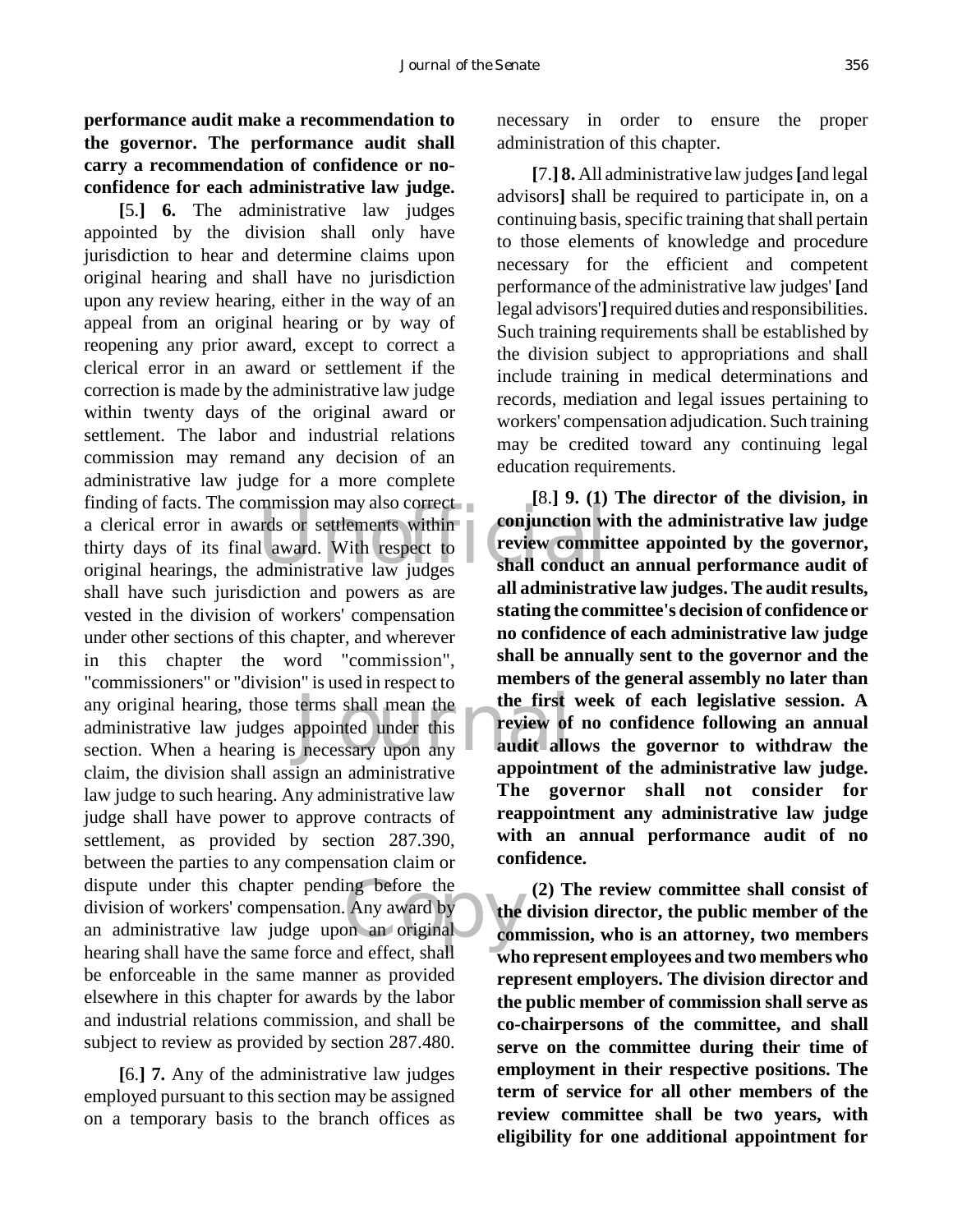**performance audit make a recommendation to the governor. The performance audit shall carry a recommendation of confidence or no-confidence for each administrative law judge.**

[5.] **6.** The administrative law judges appointed by the division shall only have jurisdiction to hear and determine claims upon original hearing and shall have no jurisdiction upon any review hearing, either in the way of an appeal from an original hearing or by way of reopening any prior award, except to correct a clerical error in an award or settlement if the correction is made by the administrative law judge within twenty days of the original award or settlement. The labor and industrial relations commission may remand any decision of an administrative law judge for a more complete finding of facts. The commission may also correct a clerical error in awards or settlements within thirty days of its final award. With respect to original hearings, the administrative law judges shall have such jurisdiction and powers as are vested in the division of workers' compensation under other sections of this chapter, and wherever in this chapter the word "commission", "commissioners" or "division" is used in respect to any original hearing, those terms shall mean the administrative law judges appointed under this section. When a hearing is necessary upon any claim, the division shall assign an administrative law judge to such hearing. Any administrative law judge shall have power to approve contracts of settlement, as provided by section 287.390, between the parties to any compensation claim or dispute under this chapter pending before the division of workers' compensation. Any award by an administrative law judge upon an original hearing shall have the same force and effect, shall be enforceable in the same manner as provided elsewhere in this chapter for awards by the labor and industrial relations commission, and shall be subject to review as provided by section 287.480.

[6.] **7.** Any of the administrative law judges employed pursuant to this section may be assigned on a temporary basis to the branch offices as necessary in order to ensure the proper administration of this chapter.

[7.] **8.** All administrative law judges [and legal advisors] shall be required to participate in, on a continuing basis, specific training that shall pertain to those elements of knowledge and procedure necessary for the efficient and competent performance of the administrative law judges' [and legal advisors'] required duties and responsibilities. Such training requirements shall be established by the division subject to appropriations and shall include training in medical determinations and records, mediation and legal issues pertaining to workers' compensation adjudication. Such training may be credited toward any continuing legal education requirements.

[8.] **9. (1) The director of the division, in conjunction with the administrative law judge review committee appointed by the governor, shall conduct an annual performance audit of all administrative law judges. The audit results, stating the committee's decision of confidence or no confidence of each administrative law judge shall be annually sent to the governor and the members of the general assembly no later than the first week of each legislative session. A review of no confidence following an annual audit allows the governor to withdraw the appointment of the administrative law judge. The governor shall not consider for reappointment any administrative law judge with an annual performance audit of no confidence.**

**(2) The review committee shall consist of the division director, the public member of the commission, who is an attorney, two members who represent employees and two members who represent employers. The division director and the public member of commission shall serve as co-chairpersons of the committee, and shall serve on the committee during their time of employment in their respective positions. The term of service for all other members of the review committee shall be two years, with eligibility for one additional appointment for**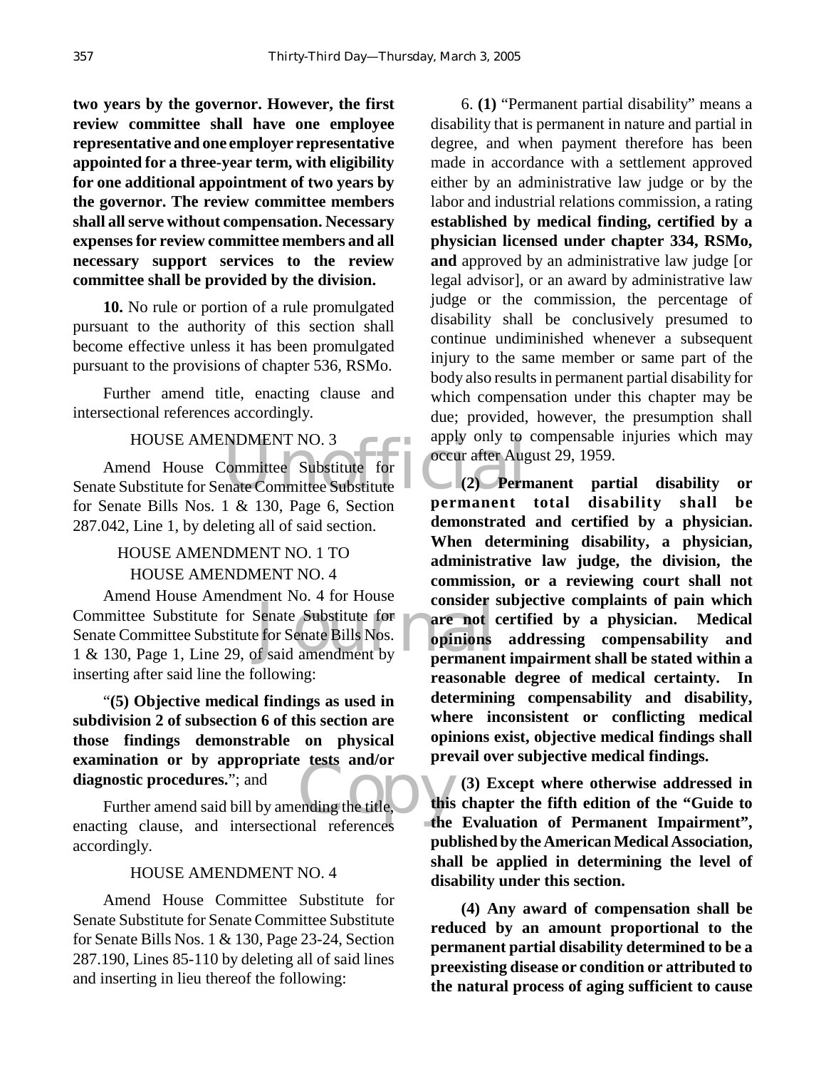**two years by the governor. However, the first review committee shall have one employee representative and one employer representative appointed for a three-year term, with eligibility for one additional appointment of two years by the governor. The review committee members shall all serve without compensation. Necessary expenses for review committee members and all necessary support services to the review committee shall be provided by the division.**

**10.** No rule or portion of a rule promulgated pursuant to the authority of this section shall become effective unless it has been promulgated pursuant to the provisions of chapter 536, RSMo.

Further amend title, enacting clause and intersectional references accordingly.

HOUSE AMENDMENT NO. 3

Amend House Committee Substitute for Senate Substitute for Senate Committee Substitute for Senate Bills Nos. 1 & 130, Page 6, Section 287.042, Line 1, by deleting all of said section.

HOUSE AMENDMENT NO. 1 TO
HOUSE AMENDMENT NO. 4

Amend House Amendment No. 4 for House Committee Substitute for Senate Substitute for Senate Committee Substitute for Senate Bills Nos. 1 & 130, Page 1, Line 29, of said amendment by inserting after said line the following:

"**(5) Objective medical findings as used in subdivision 2 of subsection 6 of this section are those findings demonstrable on physical examination or by appropriate tests and/or diagnostic procedures.**"; and

Further amend said bill by amending the title, enacting clause, and intersectional references accordingly.

HOUSE AMENDMENT NO. 4

Amend House Committee Substitute for Senate Substitute for Senate Committee Substitute for Senate Bills Nos. 1 & 130, Page 23-24, Section 287.190, Lines 85-110 by deleting all of said lines and inserting in lieu thereof the following:

6. **(1)** "Permanent partial disability" means a disability that is permanent in nature and partial in degree, and when payment therefore has been made in accordance with a settlement approved either by an administrative law judge or by the labor and industrial relations commission, a rating **established by medical finding, certified by a physician licensed under chapter 334, RSMo, and** approved by an administrative law judge [or legal advisor], or an award by administrative law judge or the commission, the percentage of disability shall be conclusively presumed to continue undiminished whenever a subsequent injury to the same member or same part of the body also results in permanent partial disability for which compensation under this chapter may be due; provided, however, the presumption shall apply only to compensable injuries which may occur after August 29, 1959.

**(2) Permanent partial disability or permanent total disability shall be demonstrated and certified by a physician. When determining disability, a physician, administrative law judge, the division, the commission, or a reviewing court shall not consider subjective complaints of pain which are not certified by a physician. Medical opinions addressing compensability and permanent impairment shall be stated within a reasonable degree of medical certainty. In determining compensability and disability, where inconsistent or conflicting medical opinions exist, objective medical findings shall prevail over subjective medical findings.**

**(3) Except where otherwise addressed in this chapter the fifth edition of the "Guide to the Evaluation of Permanent Impairment", published by the American Medical Association, shall be applied in determining the level of disability under this section.**

**(4) Any award of compensation shall be reduced by an amount proportional to the permanent partial disability determined to be a preexisting disease or condition or attributed to the natural process of aging sufficient to cause**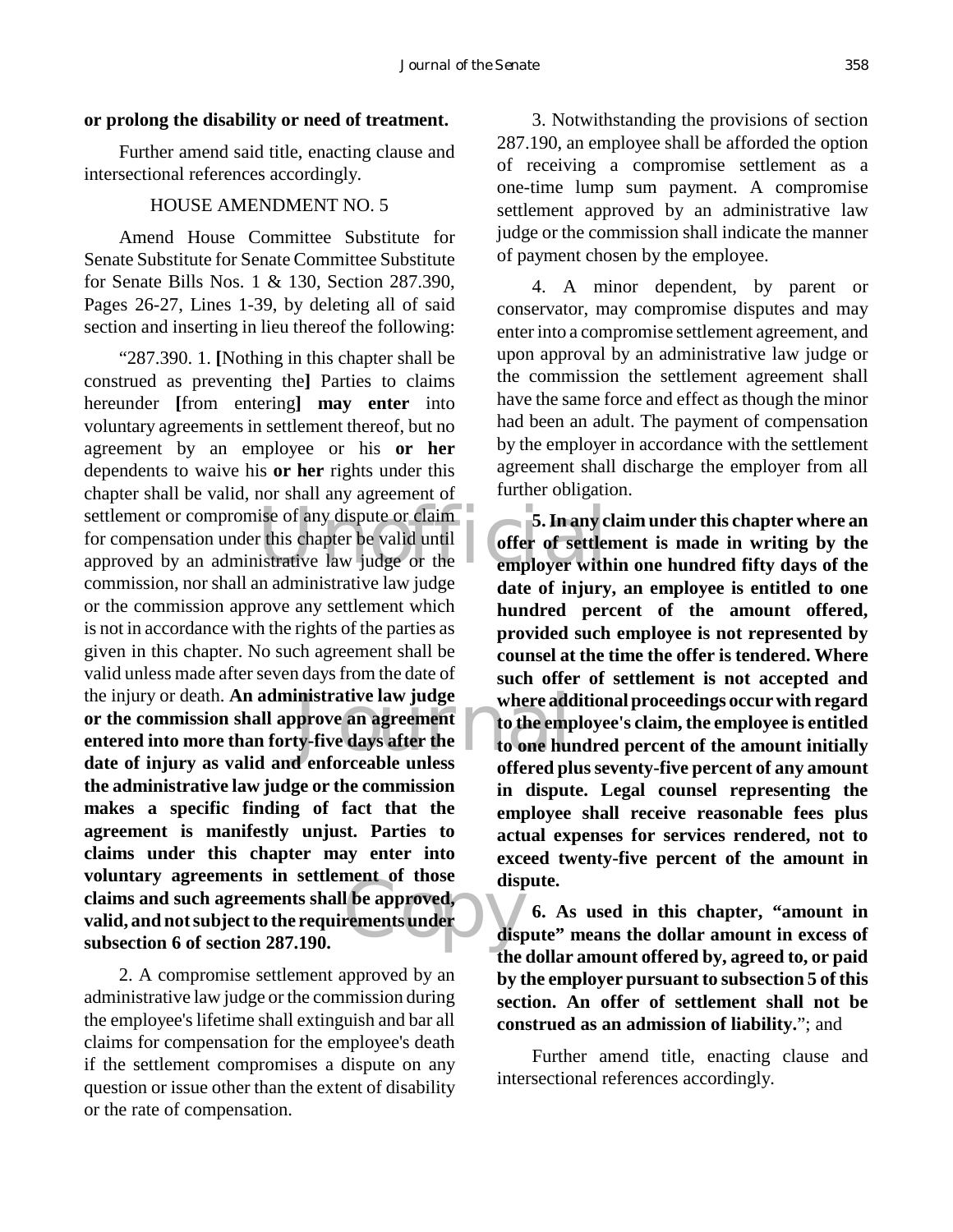**or prolong the disability or need of treatment.**

Further amend said title, enacting clause and intersectional references accordingly.

HOUSE AMENDMENT NO. 5

Amend House Committee Substitute for Senate Substitute for Senate Committee Substitute for Senate Bills Nos. 1 & 130, Section 287.390, Pages 26-27, Lines 1-39, by deleting all of said section and inserting in lieu thereof the following:

"287.390. 1. **[**Nothing in this chapter shall be construed as preventing the**]** Parties to claims hereunder **[**from entering**]** **may enter** into voluntary agreements in settlement thereof, but no agreement by an employee or his **or her** dependents to waive his **or her** rights under this chapter shall be valid, nor shall any agreement of settlement or compromise of any dispute or claim for compensation under this chapter be valid until approved by an administrative law judge or the commission, nor shall an administrative law judge or the commission approve any settlement which is not in accordance with the rights of the parties as given in this chapter. No such agreement shall be valid unless made after seven days from the date of the injury or death. **An administrative law judge or the commission shall approve an agreement entered into more than forty-five days after the date of injury as valid and enforceable unless the administrative law judge or the commission makes a specific finding of fact that the agreement is manifestly unjust. Parties to claims under this chapter may enter into voluntary agreements in settlement of those claims and such agreements shall be approved, valid, and not subject to the requirements under subsection 6 of section 287.190.**

2. A compromise settlement approved by an administrative law judge or the commission during the employee's lifetime shall extinguish and bar all claims for compensation for the employee's death if the settlement compromises a dispute on any question or issue other than the extent of disability or the rate of compensation.

3. Notwithstanding the provisions of section 287.190, an employee shall be afforded the option of receiving a compromise settlement as a one-time lump sum payment. A compromise settlement approved by an administrative law judge or the commission shall indicate the manner of payment chosen by the employee.

4. A minor dependent, by parent or conservator, may compromise disputes and may enter into a compromise settlement agreement, and upon approval by an administrative law judge or the commission the settlement agreement shall have the same force and effect as though the minor had been an adult. The payment of compensation by the employer in accordance with the settlement agreement shall discharge the employer from all further obligation.

**5. In any claim under this chapter where an offer of settlement is made in writing by the employer within one hundred fifty days of the date of injury, an employee is entitled to one hundred percent of the amount offered, provided such employee is not represented by counsel at the time the offer is tendered. Where such offer of settlement is not accepted and where additional proceedings occur with regard to the employee's claim, the employee is entitled to one hundred percent of the amount initially offered plus seventy-five percent of any amount in dispute. Legal counsel representing the employee shall receive reasonable fees plus actual expenses for services rendered, not to exceed twenty-five percent of the amount in dispute.**

**6. As used in this chapter, "amount in dispute" means the dollar amount in excess of the dollar amount offered by, agreed to, or paid by the employer pursuant to subsection 5 of this section. An offer of settlement shall not be construed as an admission of liability.**"; and

Further amend title, enacting clause and intersectional references accordingly.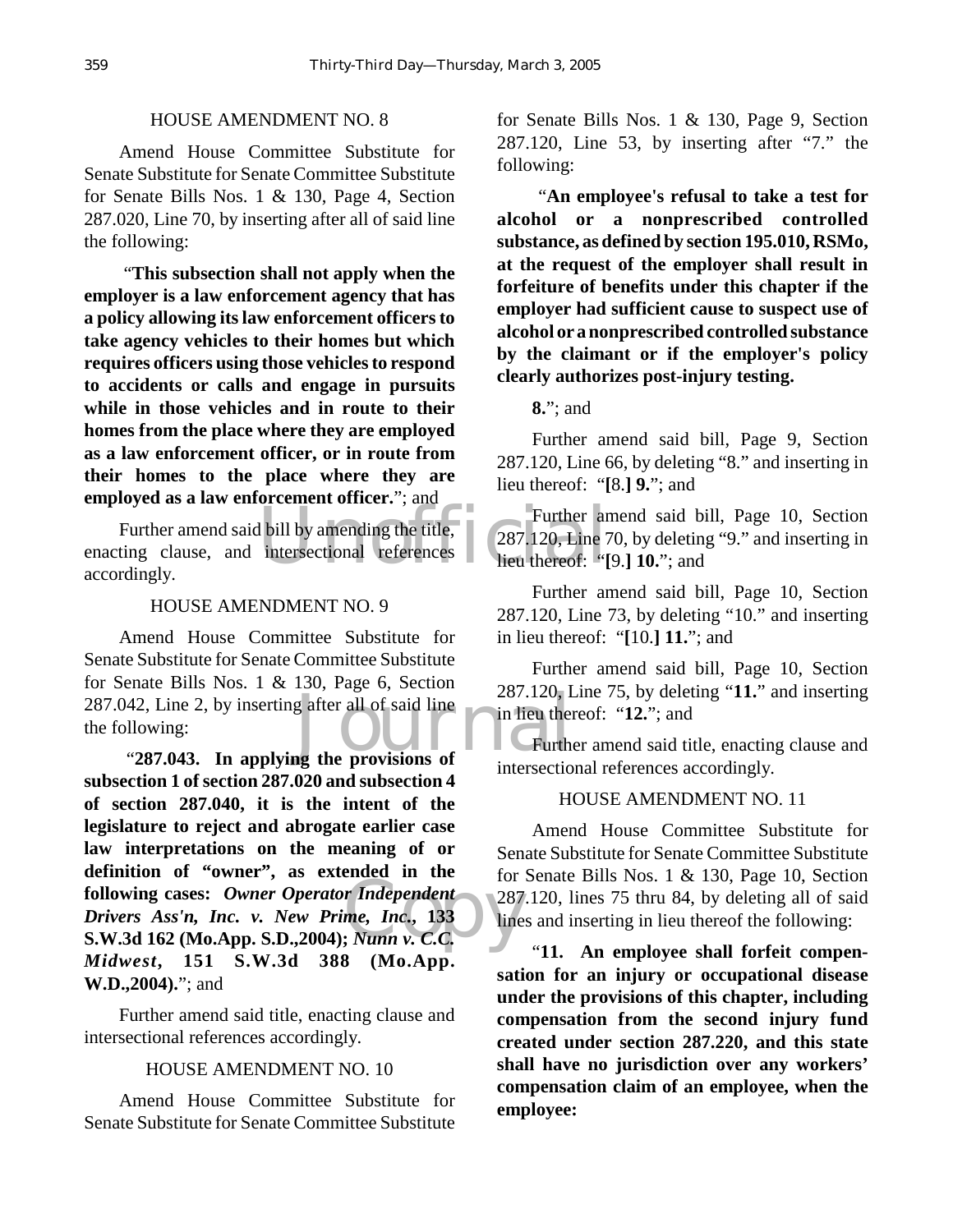HOUSE AMENDMENT NO. 8

Amend House Committee Substitute for Senate Substitute for Senate Committee Substitute for Senate Bills Nos. 1 & 130, Page 4, Section 287.020, Line 70, by inserting after all of said line the following:

"**This subsection shall not apply when the employer is a law enforcement agency that has a policy allowing its law enforcement officers to take agency vehicles to their homes but which requires officers using those vehicles to respond to accidents or calls and engage in pursuits while in those vehicles and in route to their homes from the place where they are employed as a law enforcement officer, or in route from their homes to the place where they are employed as a law enforcement officer.**"; and

Further amend said bill by amending the title, enacting clause, and intersectional references accordingly.

HOUSE AMENDMENT NO. 9

Amend House Committee Substitute for Senate Substitute for Senate Committee Substitute for Senate Bills Nos. 1 & 130, Page 6, Section 287.042, Line 2, by inserting after all of said line the following:

"**287.043. In applying the provisions of subsection 1 of section 287.020 and subsection 4 of section 287.040, it is the intent of the legislature to reject and abrogate earlier case law interpretations on the meaning of or definition of "owner", as extended in the following cases: *Owner Operator Independent Drivers Ass'n, Inc. v. New Prime, Inc.*, 133 S.W.3d 162 (Mo.App. S.D.,2004); *Nunn v. C.C. Midwest*, 151 S.W.3d 388 (Mo.App. W.D.,2004).**"; and

Further amend said title, enacting clause and intersectional references accordingly.

HOUSE AMENDMENT NO. 10

Amend House Committee Substitute for Senate Substitute for Senate Committee Substitute for Senate Bills Nos. 1 & 130, Page 9, Section 287.120, Line 53, by inserting after "7." the following:

"**An employee's refusal to take a test for alcohol or a nonprescribed controlled substance, as defined by section 195.010, RSMo, at the request of the employer shall result in forfeiture of benefits under this chapter if the employer had sufficient cause to suspect use of alcohol or a nonprescribed controlled substance by the claimant or if the employer's policy clearly authorizes post-injury testing.**

**8.**"; and

Further amend said bill, Page 9, Section 287.120, Line 66, by deleting "8." and inserting in lieu thereof: "**[**8.**] 9.**"; and

Further amend said bill, Page 10, Section 287.120, Line 70, by deleting "9." and inserting in lieu thereof: "**[**9.**] 10.**"; and

Further amend said bill, Page 10, Section 287.120, Line 73, by deleting "10." and inserting in lieu thereof: "**[**10.**] 11.**"; and

Further amend said bill, Page 10, Section 287.120, Line 75, by deleting "**11.**" and inserting in lieu thereof: "**12.**"; and

Further amend said title, enacting clause and intersectional references accordingly.

HOUSE AMENDMENT NO. 11

Amend House Committee Substitute for Senate Substitute for Senate Committee Substitute for Senate Bills Nos. 1 & 130, Page 10, Section 287.120, lines 75 thru 84, by deleting all of said lines and inserting in lieu thereof the following:

"**11. An employee shall forfeit compensation for an injury or occupational disease under the provisions of this chapter, including compensation from the second injury fund created under section 287.220, and this state shall have no jurisdiction over any workers' compensation claim of an employee, when the employee:**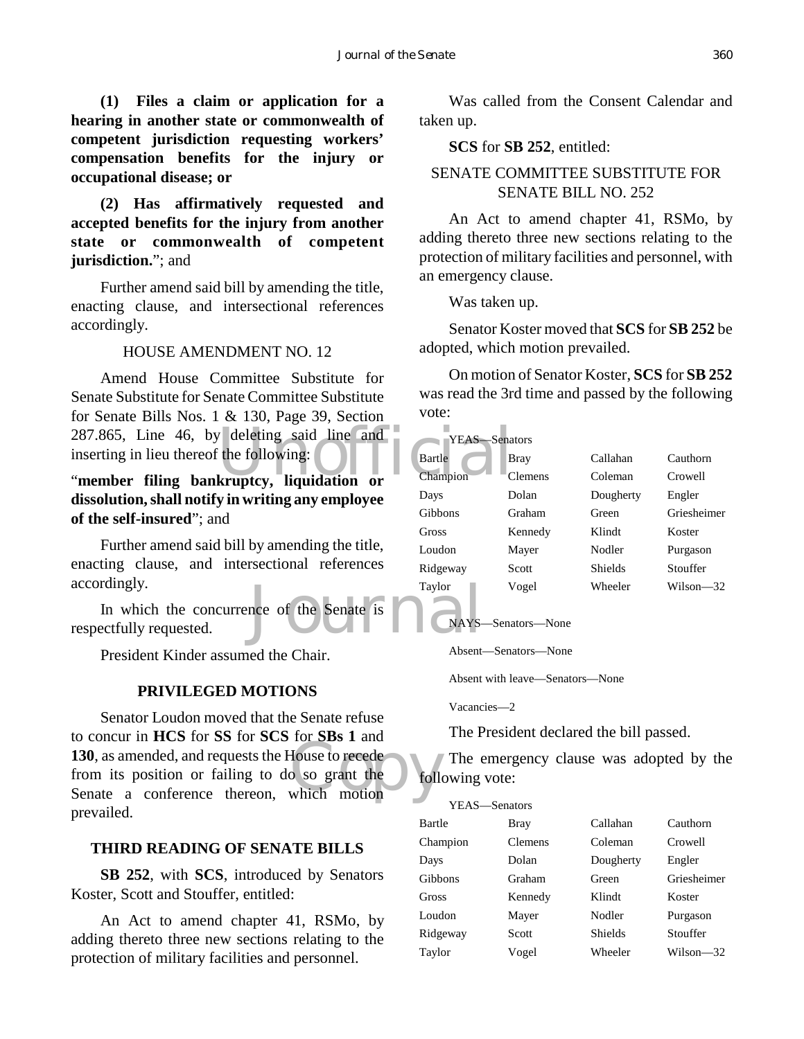**(1) Files a claim or application for a hearing in another state or commonwealth of competent jurisdiction requesting workers' compensation benefits for the injury or occupational disease; or**

**(2) Has affirmatively requested and accepted benefits for the injury from another state or commonwealth of competent jurisdiction.**"; and

Further amend said bill by amending the title, enacting clause, and intersectional references accordingly.

HOUSE AMENDMENT NO. 12

Amend House Committee Substitute for Senate Substitute for Senate Committee Substitute for Senate Bills Nos. 1 & 130, Page 39, Section 287.865, Line 46, by deleting said line and inserting in lieu thereof the following:

"**member filing bankruptcy, liquidation or dissolution, shall notify in writing any employee of the self-insured**"; and

Further amend said bill by amending the title, enacting clause, and intersectional references accordingly.

In which the concurrence of the Senate is respectfully requested.

President Kinder assumed the Chair.

## PRIVILEGED MOTIONS

Senator Loudon moved that the Senate refuse to concur in **HCS** for **SS** for **SCS** for **SBs 1** and **130**, as amended, and requests the House to recede from its position or failing to do so grant the Senate a conference thereon, which motion prevailed.

## THIRD READING OF SENATE BILLS

**SB 252**, with **SCS**, introduced by Senators Koster, Scott and Stouffer, entitled:

An Act to amend chapter 41, RSMo, by adding thereto three new sections relating to the protection of military facilities and personnel.

Was called from the Consent Calendar and taken up.

**SCS** for **SB 252**, entitled:

SENATE COMMITTEE SUBSTITUTE FOR SENATE BILL NO. 252

An Act to amend chapter 41, RSMo, by adding thereto three new sections relating to the protection of military facilities and personnel, with an emergency clause.

Was taken up.

Senator Koster moved that **SCS** for **SB 252** be adopted, which motion prevailed.

On motion of Senator Koster, **SCS** for **SB 252** was read the 3rd time and passed by the following vote:

YEAS—Senators

| | | | |
|---|---|---|---|
| Bartle | Bray | Callahan | Cauthorn |
| Champion | Clemens | Coleman | Crowell |
| Days | Dolan | Dougherty | Engler |
| Gibbons | Graham | Green | Griesheimer |
| Gross | Kennedy | Klindt | Koster |
| Loudon | Mayer | Nodler | Purgason |
| Ridgeway | Scott | Shields | Stouffer |
| Taylor | Vogel | Wheeler | Wilson—32 |

NAYS—Senators—None

Absent—Senators—None

Absent with leave—Senators—None

Vacancies—2

The President declared the bill passed.

The emergency clause was adopted by the following vote:

YEAS—Senators

| | | | |
|---|---|---|---|
| Bartle | Bray | Callahan | Cauthorn |
| Champion | Clemens | Coleman | Crowell |
| Days | Dolan | Dougherty | Engler |
| Gibbons | Graham | Green | Griesheimer |
| Gross | Kennedy | Klindt | Koster |
| Loudon | Mayer | Nodler | Purgason |
| Ridgeway | Scott | Shields | Stouffer |
| Taylor | Vogel | Wheeler | Wilson—32 |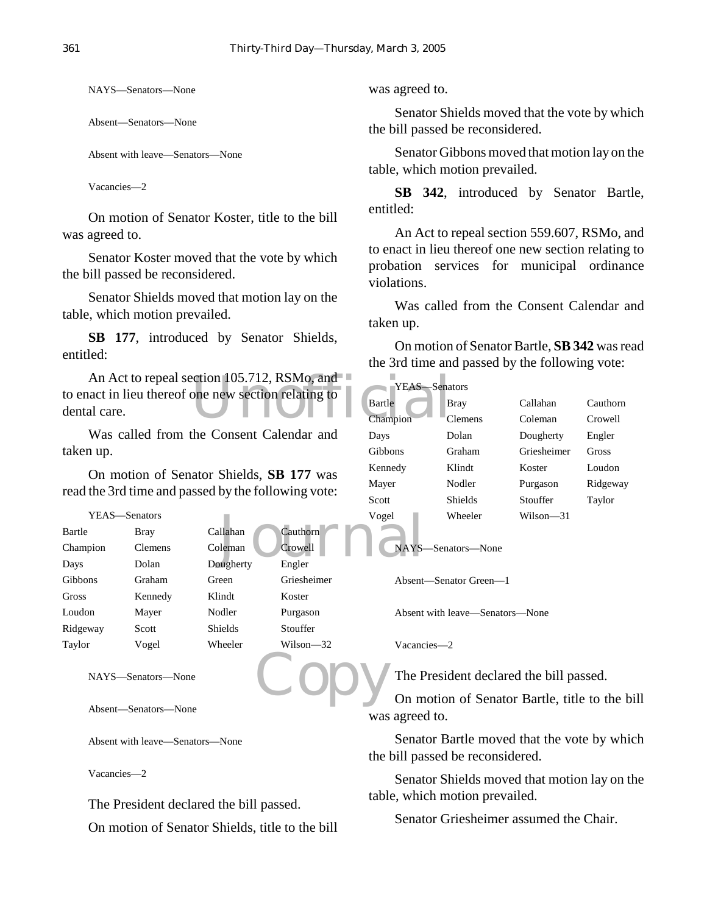NAYS—Senators—None

Absent—Senators—None

Absent with leave—Senators—None

Vacancies—2

On motion of Senator Koster, title to the bill was agreed to.

Senator Koster moved that the vote by which the bill passed be reconsidered.

Senator Shields moved that motion lay on the table, which motion prevailed.

**SB 177**, introduced by Senator Shields, entitled:

An Act to repeal section 105.712, RSMo, and to enact in lieu thereof one new section relating to dental care.

Was called from the Consent Calendar and taken up.

On motion of Senator Shields, **SB 177** was read the 3rd time and passed by the following vote:

YEAS—Senators

| | | | |
|---|---|---|---|
| Bartle | Bray | Callahan | Cauthorn |
| Champion | Clemens | Coleman | Crowell |
| Days | Dolan | Dougherty | Engler |
| Gibbons | Graham | Green | Griesheimer |
| Gross | Kennedy | Klindt | Koster |
| Loudon | Mayer | Nodler | Purgason |
| Ridgeway | Scott | Shields | Stouffer |
| Taylor | Vogel | Wheeler | Wilson—32 |

NAYS—Senators—None

Absent—Senators—None

Absent with leave—Senators—None

Vacancies—2

The President declared the bill passed.

On motion of Senator Shields, title to the bill was agreed to.

Senator Shields moved that the vote by which the bill passed be reconsidered.

Senator Gibbons moved that motion lay on the table, which motion prevailed.

**SB 342**, introduced by Senator Bartle, entitled:

An Act to repeal section 559.607, RSMo, and to enact in lieu thereof one new section relating to probation services for municipal ordinance violations.

Was called from the Consent Calendar and taken up.

On motion of Senator Bartle, **SB 342** was read the 3rd time and passed by the following vote:

YEAS—Senators

| | | | |
|---|---|---|---|
| Bartle | Bray | Callahan | Cauthorn |
| Champion | Clemens | Coleman | Crowell |
| Days | Dolan | Dougherty | Engler |
| Gibbons | Graham | Griesheimer | Gross |
| Kennedy | Klindt | Koster | Loudon |
| Mayer | Nodler | Purgason | Ridgeway |
| Scott | Shields | Stouffer | Taylor |
| Vogel | Wheeler | Wilson—31 | |

NAYS—Senators—None

Absent—Senator Green—1

Absent with leave—Senators—None

Vacancies—2

The President declared the bill passed.

On motion of Senator Bartle, title to the bill was agreed to.

Senator Bartle moved that the vote by which the bill passed be reconsidered.

Senator Shields moved that motion lay on the table, which motion prevailed.

Senator Griesheimer assumed the Chair.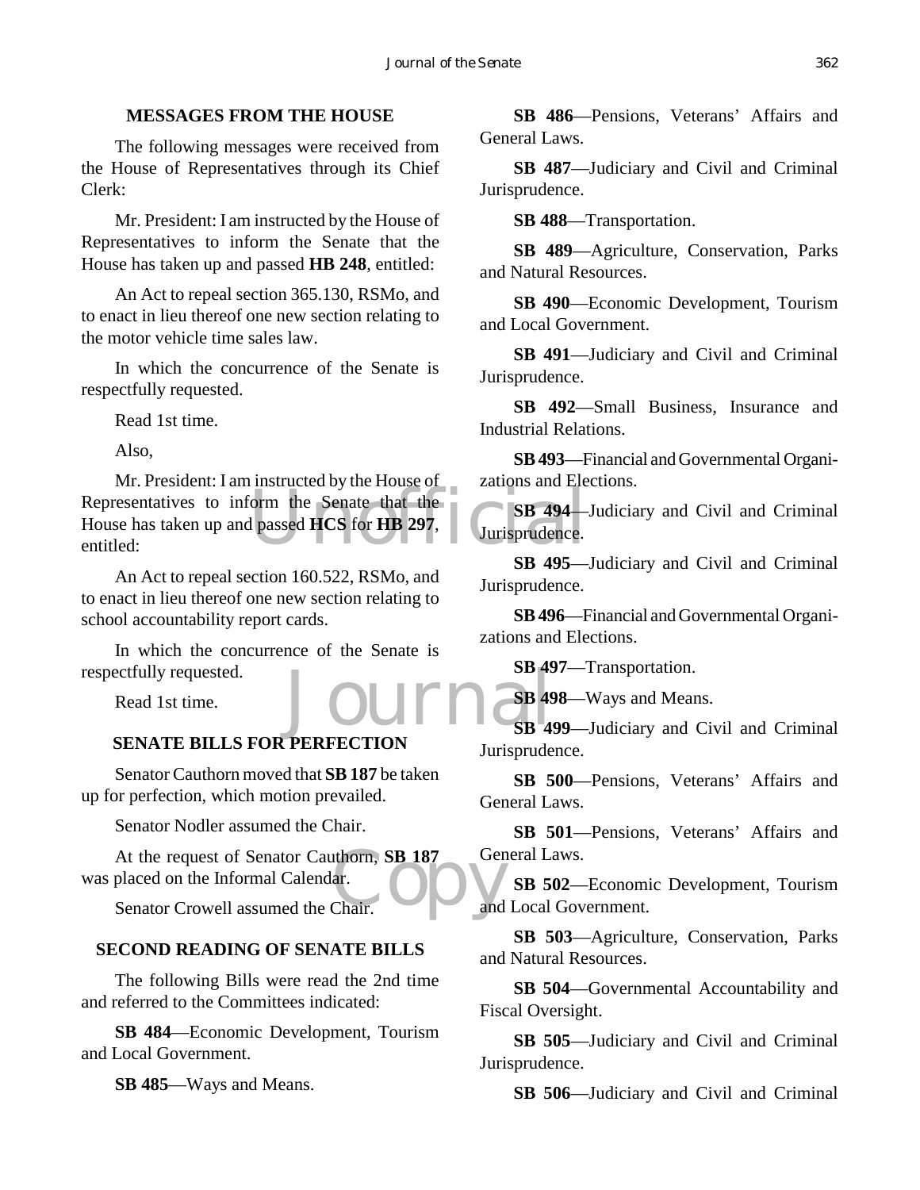## MESSAGES FROM THE HOUSE

The following messages were received from the House of Representatives through its Chief Clerk:

Mr. President: I am instructed by the House of Representatives to inform the Senate that the House has taken up and passed **HB 248**, entitled:

An Act to repeal section 365.130, RSMo, and to enact in lieu thereof one new section relating to the motor vehicle time sales law.

In which the concurrence of the Senate is respectfully requested.

Read 1st time.

Also,

Mr. President: I am instructed by the House of Representatives to inform the Senate that the House has taken up and passed **HCS** for **HB 297**, entitled:

An Act to repeal section 160.522, RSMo, and to enact in lieu thereof one new section relating to school accountability report cards.

In which the concurrence of the Senate is respectfully requested.

Read 1st time.

## SENATE BILLS FOR PERFECTION

Senator Cauthorn moved that **SB 187** be taken up for perfection, which motion prevailed.

Senator Nodler assumed the Chair.

At the request of Senator Cauthorn, **SB 187** was placed on the Informal Calendar.

Senator Crowell assumed the Chair.

## SECOND READING OF SENATE BILLS

The following Bills were read the 2nd time and referred to the Committees indicated:

**SB 484**—Economic Development, Tourism and Local Government.

**SB 485**—Ways and Means.

**SB 486**—Pensions, Veterans' Affairs and General Laws.

**SB 487**—Judiciary and Civil and Criminal Jurisprudence.

**SB 488**—Transportation.

**SB 489**—Agriculture, Conservation, Parks and Natural Resources.

**SB 490**—Economic Development, Tourism and Local Government.

**SB 491**—Judiciary and Civil and Criminal Jurisprudence.

**SB 492**—Small Business, Insurance and Industrial Relations.

**SB 493**—Financial and Governmental Organizations and Elections.

**SB 494**—Judiciary and Civil and Criminal Jurisprudence.

**SB 495**—Judiciary and Civil and Criminal Jurisprudence.

**SB 496**—Financial and Governmental Organizations and Elections.

**SB 497**—Transportation.

**SB 498**—Ways and Means.

**SB 499**—Judiciary and Civil and Criminal Jurisprudence.

**SB 500**—Pensions, Veterans' Affairs and General Laws.

**SB 501**—Pensions, Veterans' Affairs and General Laws.

**SB 502**—Economic Development, Tourism and Local Government.

**SB 503**—Agriculture, Conservation, Parks and Natural Resources.

**SB 504**—Governmental Accountability and Fiscal Oversight.

**SB 505**—Judiciary and Civil and Criminal Jurisprudence.

**SB 506**—Judiciary and Civil and Criminal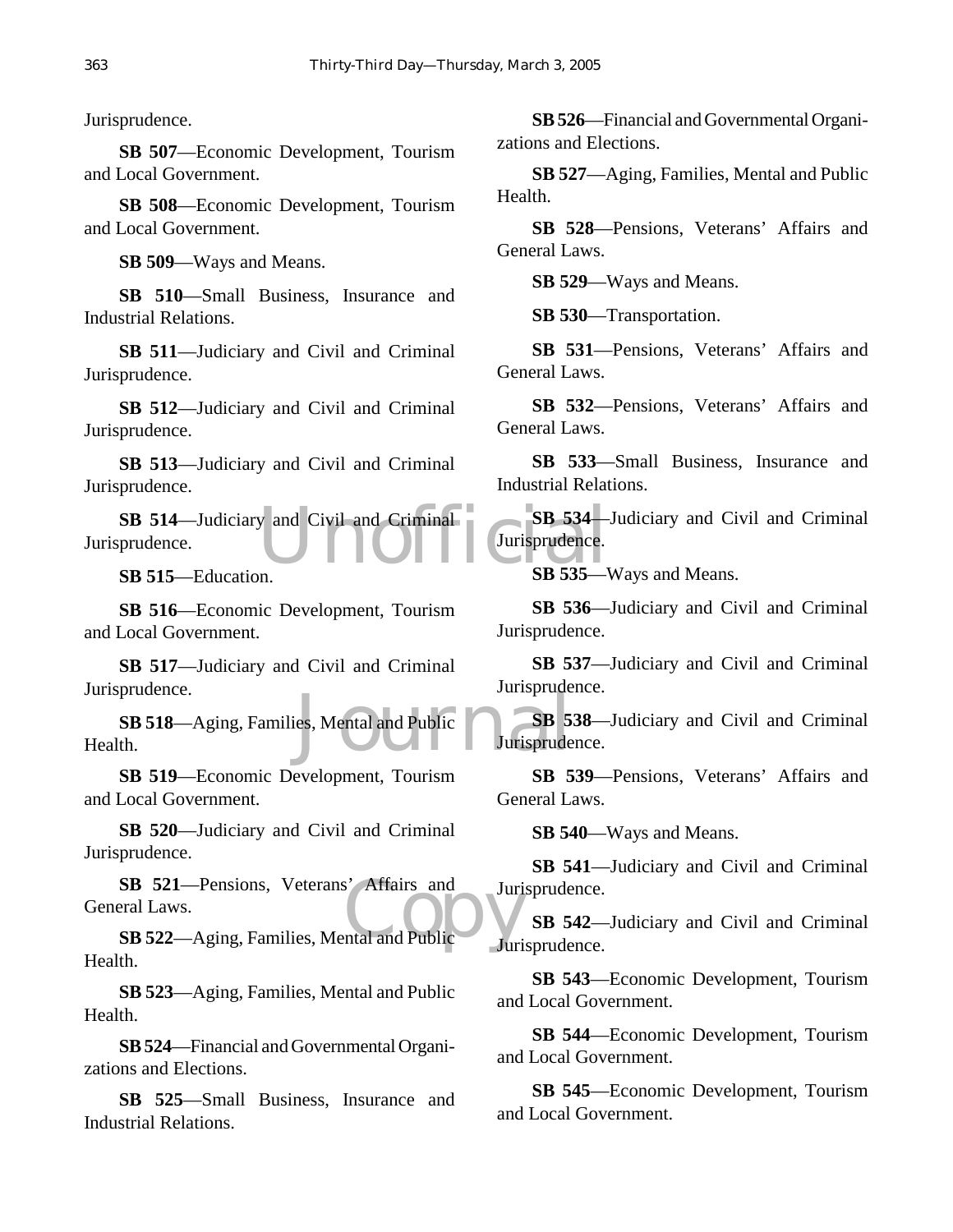Jurisprudence.

**SB 507**—Economic Development, Tourism and Local Government.

**SB 508**—Economic Development, Tourism and Local Government.

**SB 509**—Ways and Means.

**SB 510**—Small Business, Insurance and Industrial Relations.

**SB 511**—Judiciary and Civil and Criminal Jurisprudence.

**SB 512**—Judiciary and Civil and Criminal Jurisprudence.

**SB 513**—Judiciary and Civil and Criminal Jurisprudence.

**SB 514**—Judiciary and Civil and Criminal Jurisprudence.

**SB 515**—Education.

**SB 516**—Economic Development, Tourism and Local Government.

**SB 517**—Judiciary and Civil and Criminal Jurisprudence.

**SB 518**—Aging, Families, Mental and Public Health.

**SB 519**—Economic Development, Tourism and Local Government.

**SB 520**—Judiciary and Civil and Criminal Jurisprudence.

**SB 521**—Pensions, Veterans' Affairs and General Laws.

**SB 522**—Aging, Families, Mental and Public Health.

**SB 523**—Aging, Families, Mental and Public Health.

**SB 524**—Financial and Governmental Organizations and Elections.

**SB 525**—Small Business, Insurance and Industrial Relations.

**SB 526**—Financial and Governmental Organizations and Elections.

**SB 527**—Aging, Families, Mental and Public Health.

**SB 528**—Pensions, Veterans' Affairs and General Laws.

**SB 529**—Ways and Means.

**SB 530**—Transportation.

**SB 531**—Pensions, Veterans' Affairs and General Laws.

**SB 532**—Pensions, Veterans' Affairs and General Laws.

**SB 533**—Small Business, Insurance and Industrial Relations.

**SB 534**—Judiciary and Civil and Criminal Jurisprudence.

**SB 535**—Ways and Means.

**SB 536**—Judiciary and Civil and Criminal Jurisprudence.

**SB 537**—Judiciary and Civil and Criminal Jurisprudence.

**SB 538**—Judiciary and Civil and Criminal Jurisprudence.

**SB 539**—Pensions, Veterans' Affairs and General Laws.

**SB 540**—Ways and Means.

**SB 541**—Judiciary and Civil and Criminal Jurisprudence.

**SB 542**—Judiciary and Civil and Criminal Jurisprudence.

**SB 543**—Economic Development, Tourism and Local Government.

**SB 544**—Economic Development, Tourism and Local Government.

**SB 545**—Economic Development, Tourism and Local Government.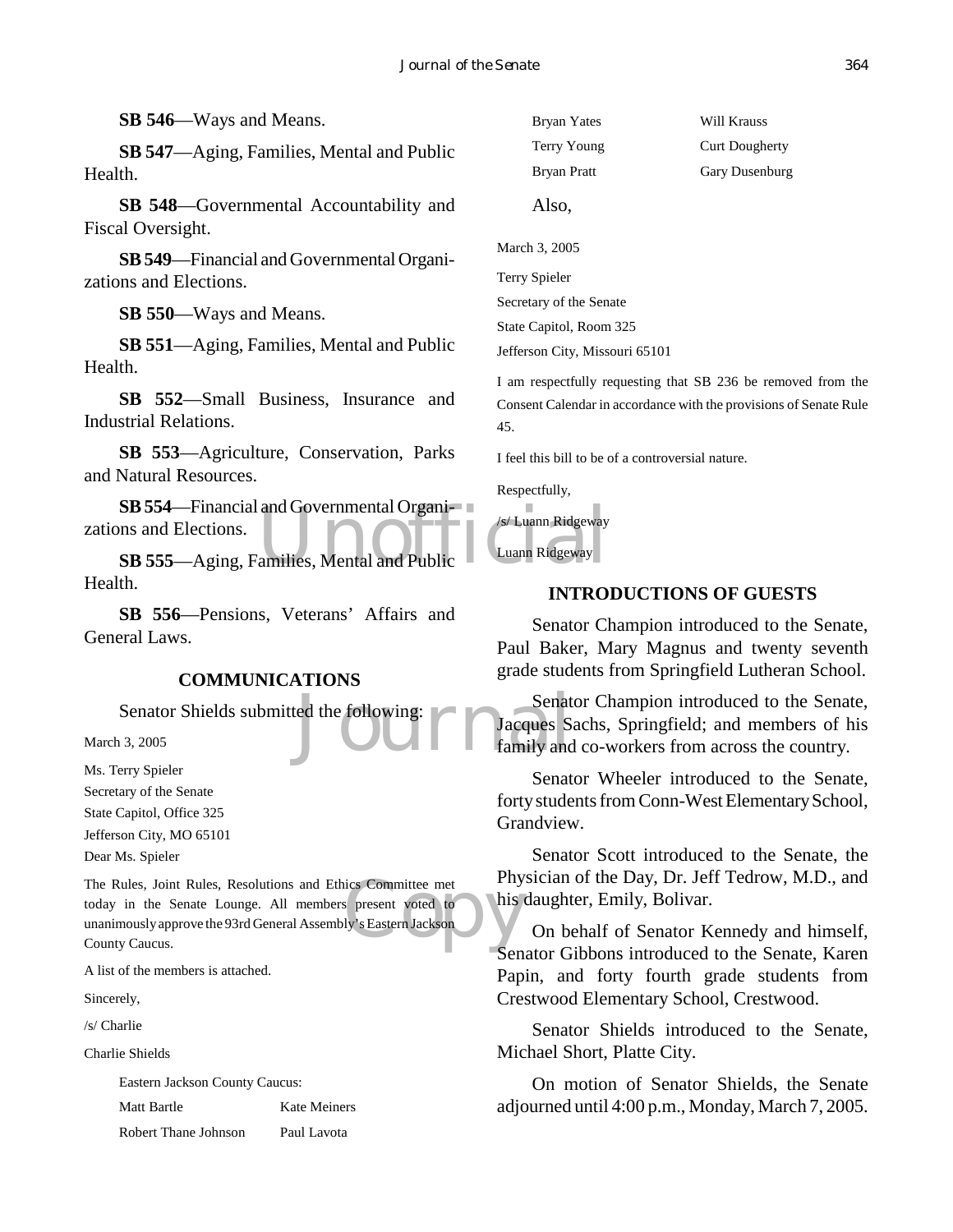**SB 546**—Ways and Means.

**SB 547**—Aging, Families, Mental and Public Health.

**SB 548**—Governmental Accountability and Fiscal Oversight.

**SB 549**—Financial and Governmental Organizations and Elections.

**SB 550**—Ways and Means.

**SB 551**—Aging, Families, Mental and Public Health.

**SB 552**—Small Business, Insurance and Industrial Relations.

**SB 553**—Agriculture, Conservation, Parks and Natural Resources.

**SB 554**—Financial and Governmental Organizations and Elections.

**SB 555**—Aging, Families, Mental and Public Health.

**SB 556**—Pensions, Veterans' Affairs and General Laws.

## COMMUNICATIONS

Senator Shields submitted the following:

March 3, 2005

Ms. Terry Spieler
Secretary of the Senate
State Capitol, Office 325
Jefferson City, MO 65101
Dear Ms. Spieler

The Rules, Joint Rules, Resolutions and Ethics Committee met today in the Senate Lounge. All members present voted to unanimously approve the 93rd General Assembly's Eastern Jackson County Caucus.

A list of the members is attached.

Sincerely,

/s/ Charlie

Charlie Shields

Eastern Jackson County Caucus:

| | |
|---|---|
| Matt Bartle | Kate Meiners |
| Robert Thane Johnson | Paul Lavota |
| Bryan Yates | Will Krauss |
| Terry Young | Curt Dougherty |
| Bryan Pratt | Gary Dusenburg |

Also,

March 3, 2005

Terry Spieler
Secretary of the Senate
State Capitol, Room 325
Jefferson City, Missouri 65101

I am respectfully requesting that SB 236 be removed from the Consent Calendar in accordance with the provisions of Senate Rule 45.

I feel this bill to be of a controversial nature.

Respectfully,

/s/ Luann Ridgeway

Luann Ridgeway

## INTRODUCTIONS OF GUESTS

Senator Champion introduced to the Senate, Paul Baker, Mary Magnus and twenty seventh grade students from Springfield Lutheran School.

Senator Champion introduced to the Senate, Jacques Sachs, Springfield; and members of his family and co-workers from across the country.

Senator Wheeler introduced to the Senate, forty students from Conn-West Elementary School, Grandview.

Senator Scott introduced to the Senate, the Physician of the Day, Dr. Jeff Tedrow, M.D., and his daughter, Emily, Bolivar.

On behalf of Senator Kennedy and himself, Senator Gibbons introduced to the Senate, Karen Papin, and forty fourth grade students from Crestwood Elementary School, Crestwood.

Senator Shields introduced to the Senate, Michael Short, Platte City.

On motion of Senator Shields, the Senate adjourned until 4:00 p.m., Monday, March 7, 2005.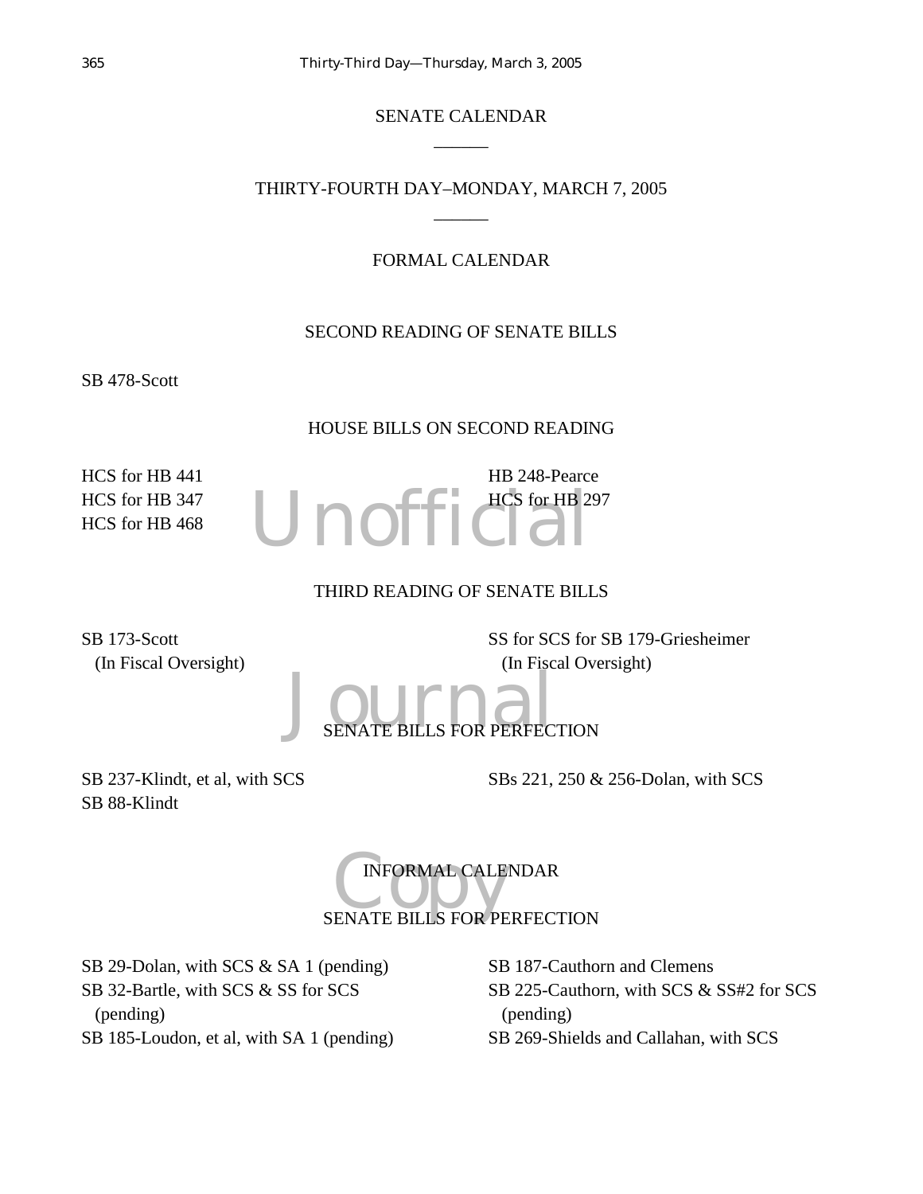# SENATE CALENDAR

______

## THIRTY-FOURTH DAY–MONDAY, MARCH 7, 2005

______

### FORMAL CALENDAR

#### SECOND READING OF SENATE BILLS

SB 478-Scott

#### HOUSE BILLS ON SECOND READING

HCS for HB 441
HCS for HB 347
HCS for HB 468
HB 248-Pearce
HCS for HB 297

#### THIRD READING OF SENATE BILLS

SB 173-Scott
(In Fiscal Oversight)

SS for SCS for SB 179-Griesheimer
(In Fiscal Oversight)

#### SENATE BILLS FOR PERFECTION

SB 237-Klindt, et al, with SCS
SB 88-Klindt
SBs 221, 250 & 256-Dolan, with SCS

### INFORMAL CALENDAR

#### SENATE BILLS FOR PERFECTION

SB 29-Dolan, with SCS & SA 1 (pending)
SB 32-Bartle, with SCS & SS for SCS (pending)
SB 185-Loudon, et al, with SA 1 (pending)
SB 187-Cauthorn and Clemens
SB 225-Cauthorn, with SCS & SS#2 for SCS (pending)
SB 269-Shields and Callahan, with SCS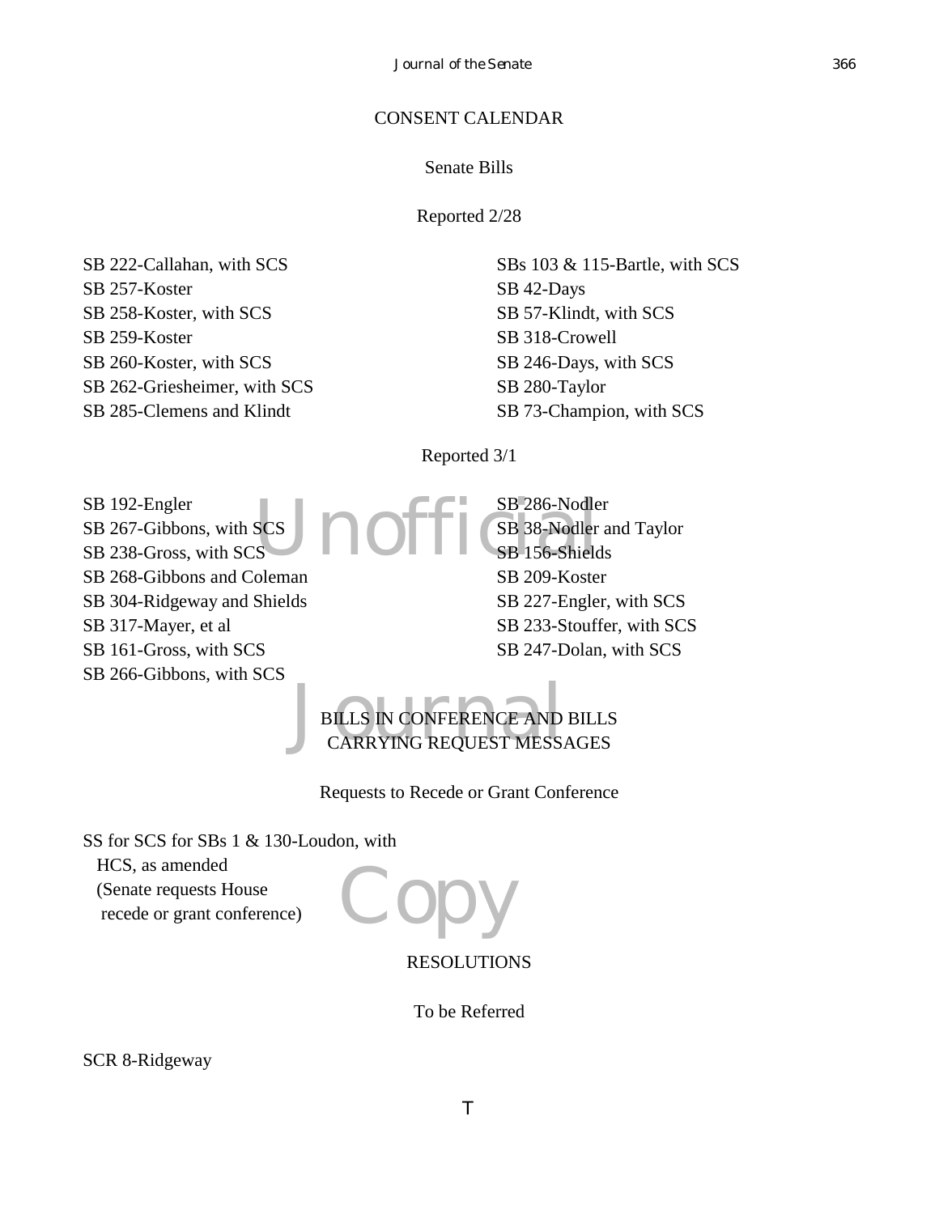## CONSENT CALENDAR

### Senate Bills

Reported 2/28

SB 222-Callahan, with SCS
SB 257-Koster
SB 258-Koster, with SCS
SB 259-Koster
SB 260-Koster, with SCS
SB 262-Griesheimer, with SCS
SB 285-Clemens and Klindt
SBs 103 & 115-Bartle, with SCS
SB 42-Days
SB 57-Klindt, with SCS
SB 318-Crowell
SB 246-Days, with SCS
SB 280-Taylor
SB 73-Champion, with SCS

Reported 3/1

SB 192-Engler
SB 267-Gibbons, with SCS
SB 238-Gross, with SCS
SB 268-Gibbons and Coleman
SB 304-Ridgeway and Shields
SB 317-Mayer, et al
SB 161-Gross, with SCS
SB 266-Gibbons, with SCS
SB 286-Nodler
SB 38-Nodler and Taylor
SB 156-Shields
SB 209-Koster
SB 227-Engler, with SCS
SB 233-Stouffer, with SCS
SB 247-Dolan, with SCS

## BILLS IN CONFERENCE AND BILLS CARRYING REQUEST MESSAGES

### Requests to Recede or Grant Conference

SS for SCS for SBs 1 & 130-Loudon, with HCS, as amended
(Senate requests House recede or grant conference)

## RESOLUTIONS

### To be Referred

SCR 8-Ridgeway

T